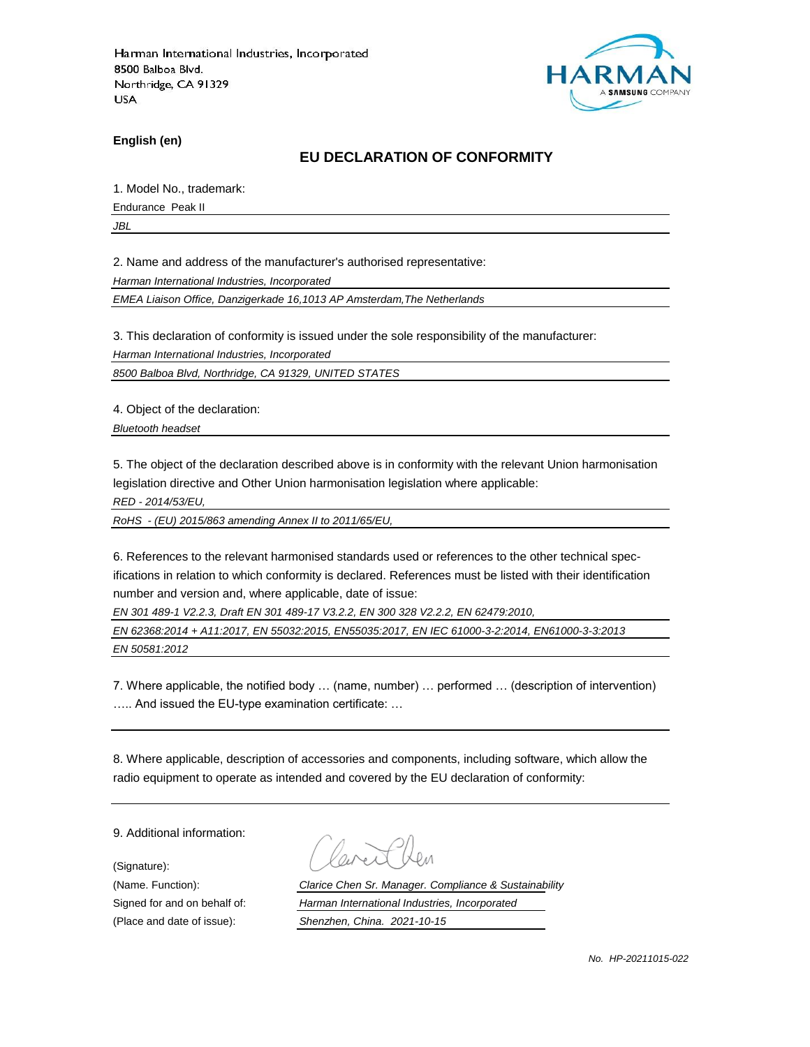Harman International Industries, Incorporated
8500 Balboa Blvd.
Northridge, CA 91329
USA

HARMAN
A SAMSUNG COMPANY

**English (en)**

## EU DECLARATION OF CONFORMITY

1. Model No., trademark:

Endurance Peak II

*JBL*

2. Name and address of the manufacturer's authorised representative:

*Harman International Industries, Incorporated*

*EMEA Liaison Office, Danzigerkade 16,1013 AP Amsterdam,The Netherlands*

3. This declaration of conformity is issued under the sole responsibility of the manufacturer:

*Harman International Industries, Incorporated*

*8500 Balboa Blvd, Northridge, CA 91329, UNITED STATES*

4. Object of the declaration:

*Bluetooth headset*

5. The object of the declaration described above is in conformity with the relevant Union harmonisation legislation directive and Other Union harmonisation legislation where applicable:

*RED - 2014/53/EU,*

*RoHS - (EU) 2015/863 amending Annex II to 2011/65/EU,*

6. References to the relevant harmonised standards used or references to the other technical specifications in relation to which conformity is declared. References must be listed with their identification number and version and, where applicable, date of issue:

*EN 301 489-1 V2.2.3, Draft EN 301 489-17 V3.2.2, EN 300 328 V2.2.2, EN 62479:2010,*

*EN 62368:2014 + A11:2017, EN 55032:2015, EN55035:2017, EN IEC 61000-3-2:2014, EN61000-3-3:2013*

*EN 50581:2012*

7. Where applicable, the notified body … (name, number) … performed … (description of intervention) ….. And issued the EU-type examination certificate: …

8. Where applicable, description of accessories and components, including software, which allow the radio equipment to operate as intended and covered by the EU declaration of conformity:

9. Additional information:

(Signature):

(Name. Function): *Clarice Chen Sr. Manager. Compliance & Sustainability*

Signed for and on behalf of: *Harman International Industries, Incorporated*

(Place and date of issue): *Shenzhen, China. 2021-10-15*

*No. HP-20211015-022*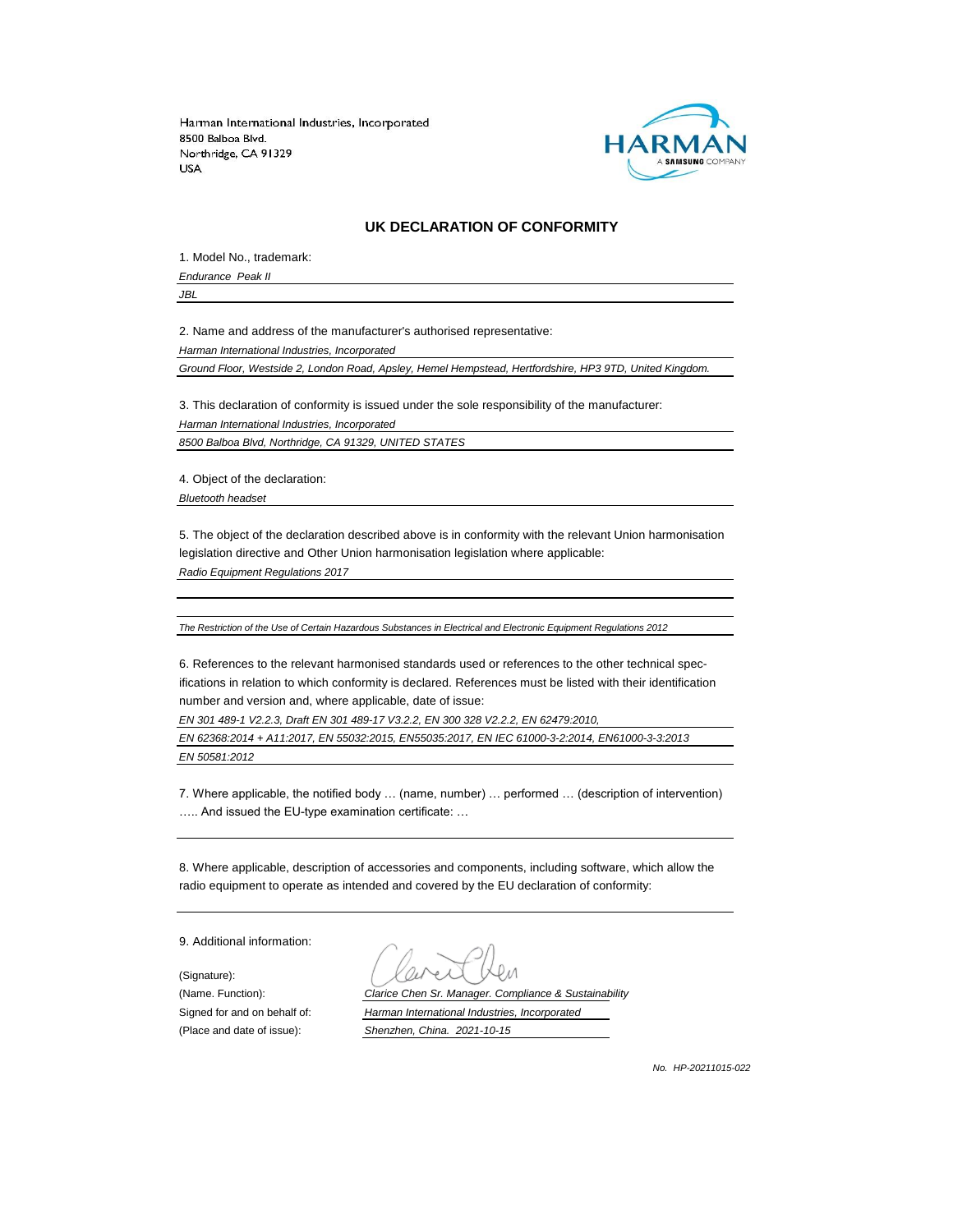Harman International Industries, Incorporated
8500 Balboa Blvd.
Northridge, CA 91329
USA

## UK DECLARATION OF CONFORMITY

1. Model No., trademark:

*Endurance Peak II*

*JBL*

2. Name and address of the manufacturer's authorised representative:

*Harman International Industries, Incorporated*

*Ground Floor, Westside 2, London Road, Apsley, Hemel Hempstead, Hertfordshire, HP3 9TD, United Kingdom.*

3. This declaration of conformity is issued under the sole responsibility of the manufacturer:

*Harman International Industries, Incorporated*

*8500 Balboa Blvd, Northridge, CA 91329, UNITED STATES*

4. Object of the declaration:

*Bluetooth headset*

5. The object of the declaration described above is in conformity with the relevant Union harmonisation legislation directive and Other Union harmonisation legislation where applicable:

*Radio Equipment Regulations 2017*

*The Restriction of the Use of Certain Hazardous Substances in Electrical and Electronic Equipment Regulations 2012*

6. References to the relevant harmonised standards used or references to the other technical specifications in relation to which conformity is declared. References must be listed with their identification number and version and, where applicable, date of issue:

*EN 301 489-1 V2.2.3, Draft EN 301 489-17 V3.2.2, EN 300 328 V2.2.2, EN 62479:2010,*

*EN 62368:2014 + A11:2017, EN 55032:2015, EN55035:2017, EN IEC 61000-3-2:2014, EN61000-3-3:2013*

*EN 50581:2012*

7. Where applicable, the notified body … (name, number) … performed … (description of intervention) ….. And issued the EU-type examination certificate: …

8. Where applicable, description of accessories and components, including software, which allow the radio equipment to operate as intended and covered by the EU declaration of conformity:

9. Additional information:

(Signature):

(Name. Function): *Clarice Chen Sr. Manager. Compliance & Sustainability*

Signed for and on behalf of: *Harman International Industries, Incorporated*

(Place and date of issue): *Shenzhen, China. 2021-10-15*

*No. HP-20211015-022*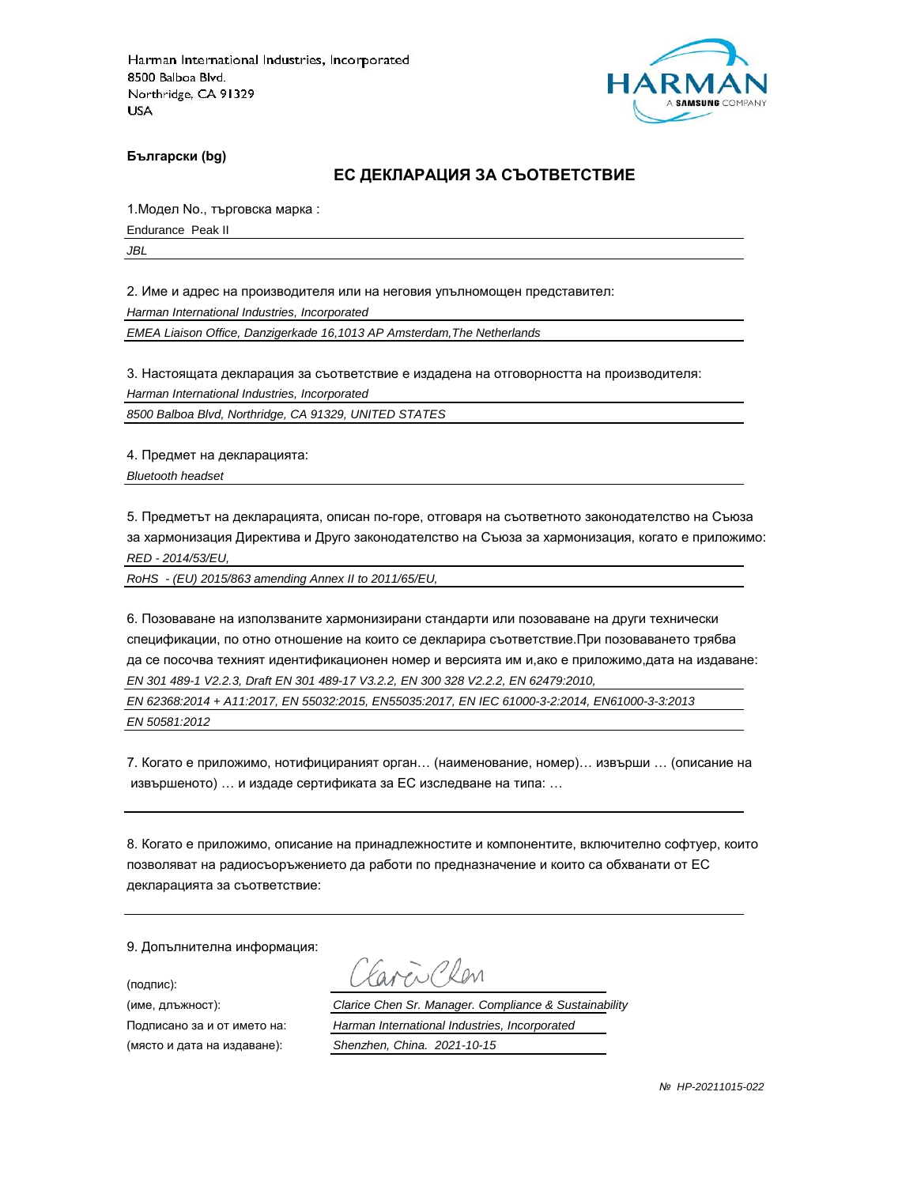Harman International Industries, Incorporated
8500 Balboa Blvd.
Northridge, CA 91329
USA

**Български (bg)**

## ЕС ДЕКЛАРАЦИЯ ЗА СЪОТВЕТСТВИЕ

1.Модел No., търговска марка :

Endurance Peak II

*JBL*

2. Име и адрес на производителя или на неговия упълномощен представител:

*Harman International Industries, Incorporated*

*EMEA Liaison Office, Danzigerkade 16,1013 AP Amsterdam,The Netherlands*

3. Настоящата декларация за съответствие е издадена на отговорността на производителя:

*Harman International Industries, Incorporated*

*8500 Balboa Blvd, Northridge, CA 91329, UNITED STATES*

4. Предмет на декларацията:

*Bluetooth headset*

5. Предметът на декларацията, описан по-горе, отговаря на съответното законодателство на Съюза за хармонизация Директива и Друго законодателство на Съюза за хармонизация, когато е приложимо:

*RED - 2014/53/EU,*

*RoHS - (EU) 2015/863 amending Annex II to 2011/65/EU,*

6. Позоваване на използваните хармонизирани стандарти или позоваване на други технически спецификации, по отно отношение на които се декларира съответствие.При позоваването трябва да се посочва техният идентификационен номер и версията им и,ако е приложимо,дата на издаване:

*EN 301 489-1 V2.2.3, Draft EN 301 489-17 V3.2.2, EN 300 328 V2.2.2, EN 62479:2010,*

*EN 62368:2014 + A11:2017, EN 55032:2015, EN55035:2017, EN IEC 61000-3-2:2014, EN61000-3-3:2013*

*EN 50581:2012*

7. Когато е приложимо, нотифицираният орган… (наименование, номер)… извърши … (описание на извършеното) … и издаде сертификата за ЕС изследване на типа: …

8. Когато е приложимо, описание на принадлежностите и компонентите, включително софтуер, които позволяват на радиосъоръжението да работи по предназначение и които са обхванати от ЕС декларацията за съответствие:

9. Допълнителна информация:

(подпис):

(име, длъжност): *Clarice Chen Sr. Manager. Compliance & Sustainability*

Подписано за и от името на: *Harman International Industries, Incorporated*

(място и дата на издаване): *Shenzhen, China. 2021-10-15*

*№ HP-20211015-022*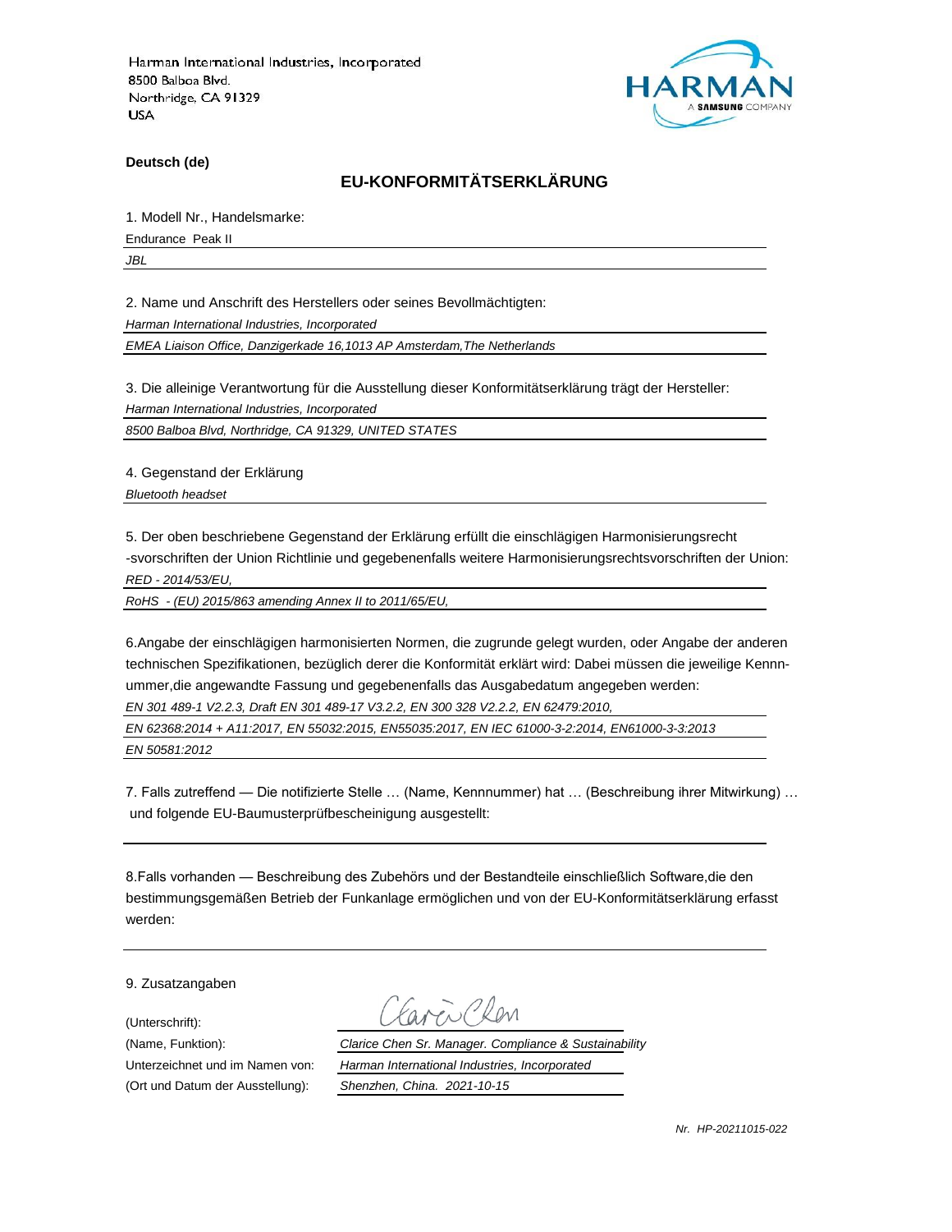Harman International Industries, Incorporated
8500 Balboa Blvd.
Northridge, CA 91329
USA

HARMAN
A SAMSUNG COMPANY

**Deutsch (de)**

## EU-KONFORMITÄTSERKLÄRUNG

1. Modell Nr., Handelsmarke:

Endurance Peak II

*JBL*

2. Name und Anschrift des Herstellers oder seines Bevollmächtigten:

*Harman International Industries, Incorporated*

*EMEA Liaison Office, Danzigerkade 16,1013 AP Amsterdam,The Netherlands*

3. Die alleinige Verantwortung für die Ausstellung dieser Konformitätserklärung trägt der Hersteller:

*Harman International Industries, Incorporated*

*8500 Balboa Blvd, Northridge, CA 91329, UNITED STATES*

4. Gegenstand der Erklärung

*Bluetooth headset*

5. Der oben beschriebene Gegenstand der Erklärung erfüllt die einschlägigen Harmonisierungsrecht -svorschriften der Union Richtlinie und gegebenenfalls weitere Harmonisierungsrechtsvorschriften der Union:

*RED - 2014/53/EU,*

*RoHS - (EU) 2015/863 amending Annex II to 2011/65/EU,*

6.Angabe der einschlägigen harmonisierten Normen, die zugrunde gelegt wurden, oder Angabe der anderen technischen Spezifikationen, bezüglich derer die Konformität erklärt wird: Dabei müssen die jeweilige Kennnummer,die angewandte Fassung und gegebenenfalls das Ausgabedatum angegeben werden:

*EN 301 489-1 V2.2.3, Draft EN 301 489-17 V3.2.2, EN 300 328 V2.2.2, EN 62479:2010,*

*EN 62368:2014 + A11:2017, EN 55032:2015, EN55035:2017, EN IEC 61000-3-2:2014, EN61000-3-3:2013*

*EN 50581:2012*

7. Falls zutreffend — Die notifizierte Stelle … (Name, Kennnummer) hat … (Beschreibung ihrer Mitwirkung) … und folgende EU-Baumusterprüfbescheinigung ausgestellt:

8.Falls vorhanden — Beschreibung des Zubehörs und der Bestandteile einschließlich Software,die den bestimmungsgemäßen Betrieb der Funkanlage ermöglichen und von der EU-Konformitätserklärung erfasst werden:

9. Zusatzangaben

(Unterschrift): Clarice Chen

(Name, Funktion): *Clarice Chen Sr. Manager. Compliance & Sustainability*

Unterzeichnet und im Namen von: *Harman International Industries, Incorporated*

(Ort und Datum der Ausstellung): *Shenzhen, China. 2021-10-15*

*Nr. HP-20211015-022*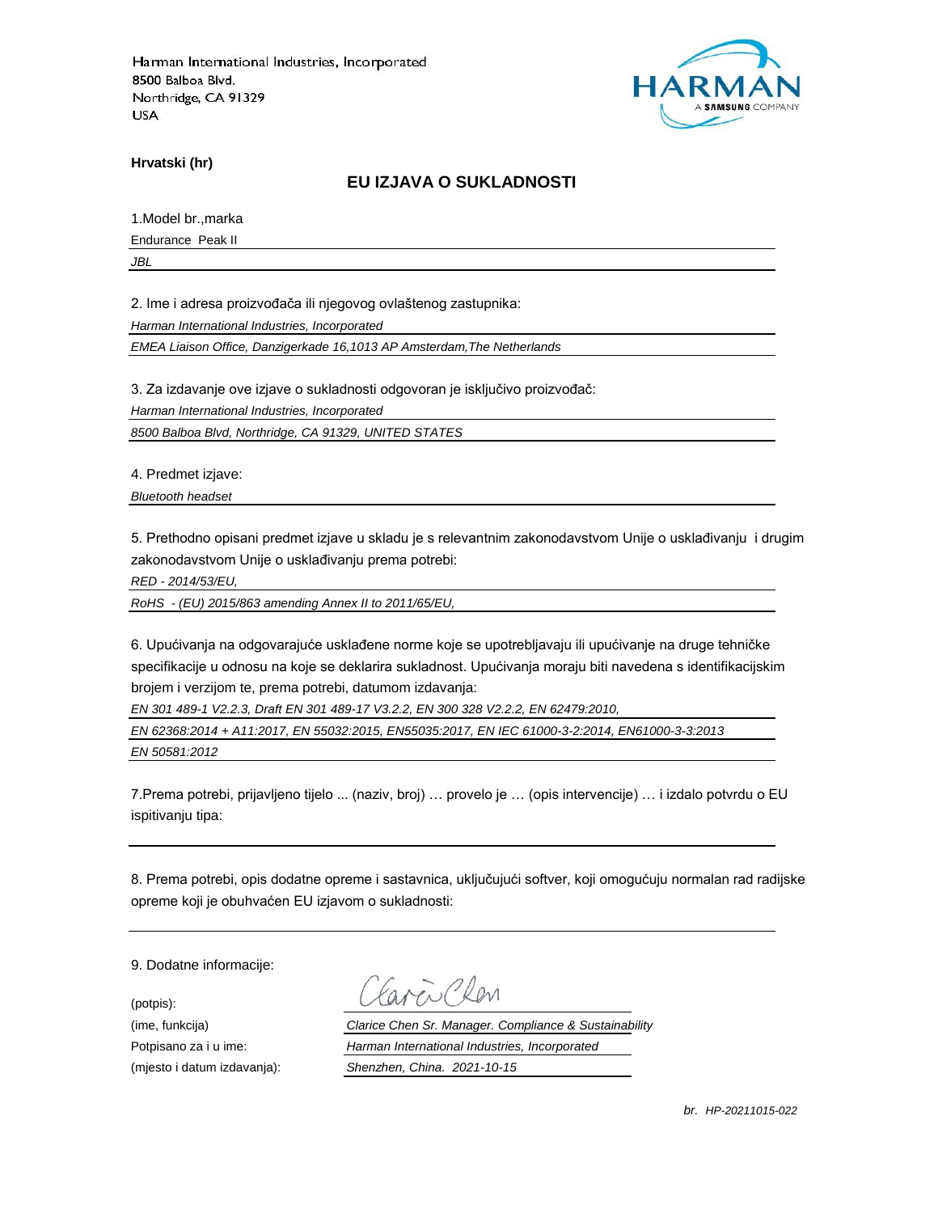Harman International Industries, Incorporated
8500 Balboa Blvd.
Northridge, CA 91329
USA

**Hrvatski (hr)**

## EU IZJAVA O SUKLADNOSTI

1.Model br.,marka

Endurance Peak II

*JBL*

2. Ime i adresa proizvođača ili njegovog ovlaštenog zastupnika:

*Harman International Industries, Incorporated*

*EMEA Liaison Office, Danzigerkade 16,1013 AP Amsterdam,The Netherlands*

3. Za izdavanje ove izjave o sukladnosti odgovoran je isključivo proizvođač:

*Harman International Industries, Incorporated*

*8500 Balboa Blvd, Northridge, CA 91329, UNITED STATES*

4. Predmet izjave:

*Bluetooth headset*

5. Prethodno opisani predmet izjave u skladu je s relevantnim zakonodavstvom Unije o usklađivanju i drugim zakonodavstvom Unije o usklađivanju prema potrebi:

*RED - 2014/53/EU,*

*RoHS - (EU) 2015/863 amending Annex II to 2011/65/EU,*

6. Upućivanja na odgovarajuće usklađene norme koje se upotrebljavaju ili upućivanje na druge tehničke specifikacije u odnosu na koje se deklarira sukladnost. Upućivanja moraju biti navedena s identifikacijskim brojem i verzijom te, prema potrebi, datumom izdavanja:

*EN 301 489-1 V2.2.3, Draft EN 301 489-17 V3.2.2, EN 300 328 V2.2.2, EN 62479:2010,*

*EN 62368:2014 + A11:2017, EN 55032:2015, EN55035:2017, EN IEC 61000-3-2:2014, EN61000-3-3:2013*

*EN 50581:2012*

7.Prema potrebi, prijavljeno tijelo ... (naziv, broj) … provelo je … (opis intervencije) … i izdalo potvrdu o EU ispitivanju tipa:

8. Prema potrebi, opis dodatne opreme i sastavnica, uključujući softver, koji omogućuju normalan rad radijske opreme koji je obuhvaćen EU izjavom o sukladnosti:

9. Dodatne informacije:

(potpis):

(ime, funkcija) *Clarice Chen Sr. Manager. Compliance & Sustainability*

Potpisano za i u ime: *Harman International Industries, Incorporated*

(mjesto i datum izdavanja): *Shenzhen, China. 2021-10-15*

*br. HP-20211015-022*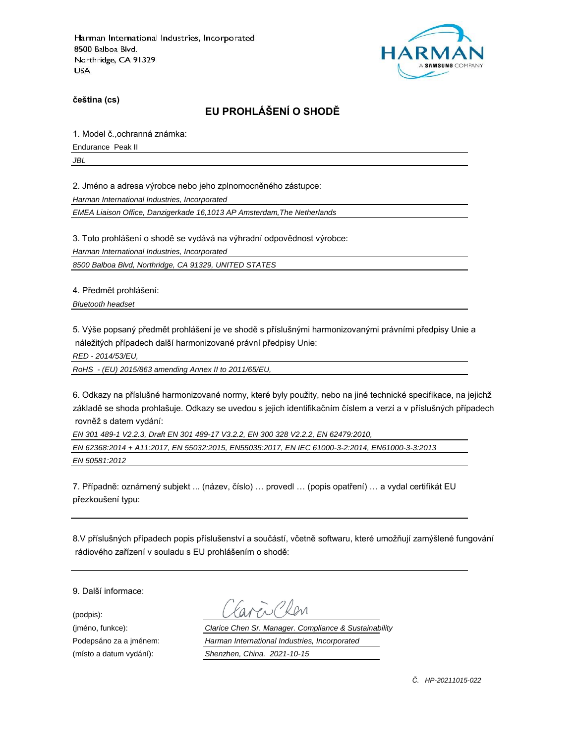Harman International Industries, Incorporated
8500 Balboa Blvd.
Northridge, CA 91329
USA

HARMAN
A SAMSUNG COMPANY

**čeština (cs)**

## EU PROHLÁŠENÍ O SHODĚ

1. Model č.,ochranná známka:

Endurance Peak II

*JBL*

2. Jméno a adresa výrobce nebo jeho zplnomocněného zástupce:

*Harman International Industries, Incorporated*

*EMEA Liaison Office, Danzigerkade 16,1013 AP Amsterdam,The Netherlands*

3. Toto prohlášení o shodě se vydává na výhradní odpovědnost výrobce:

*Harman International Industries, Incorporated*

*8500 Balboa Blvd, Northridge, CA 91329, UNITED STATES*

4. Předmět prohlášení:

*Bluetooth headset*

5. Výše popsaný předmět prohlášení je ve shodě s příslušnými harmonizovanými právními předpisy Unie a náležitých případech další harmonizované právní předpisy Unie:

*RED - 2014/53/EU,*

*RoHS - (EU) 2015/863 amending Annex II to 2011/65/EU,*

6. Odkazy na příslušné harmonizované normy, které byly použity, nebo na jiné technické specifikace, na jejichž základě se shoda prohlašuje. Odkazy se uvedou s jejich identifikačním číslem a verzí a v příslušných případech rovněž s datem vydání:

*EN 301 489-1 V2.2.3, Draft EN 301 489-17 V3.2.2, EN 300 328 V2.2.2, EN 62479:2010,*

*EN 62368:2014 + A11:2017, EN 55032:2015, EN55035:2017, EN IEC 61000-3-2:2014, EN61000-3-3:2013*

*EN 50581:2012*

7. Případně: oznámený subjekt ... (název, číslo) … provedl … (popis opatření) … a vydal certifikát EU přezkoušení typu:

8.V příslušných případech popis příslušenství a součástí, včetně softwaru, které umožňují zamýšlené fungování rádiového zařízení v souladu s EU prohlášením o shodě:

9. Další informace:

(podpis): Clarice Chen

(jméno, funkce): *Clarice Chen Sr. Manager. Compliance & Sustainability*

Podepsáno za a jménem: *Harman International Industries, Incorporated*

(místo a datum vydání): *Shenzhen, China. 2021-10-15*

*Č. HP-20211015-022*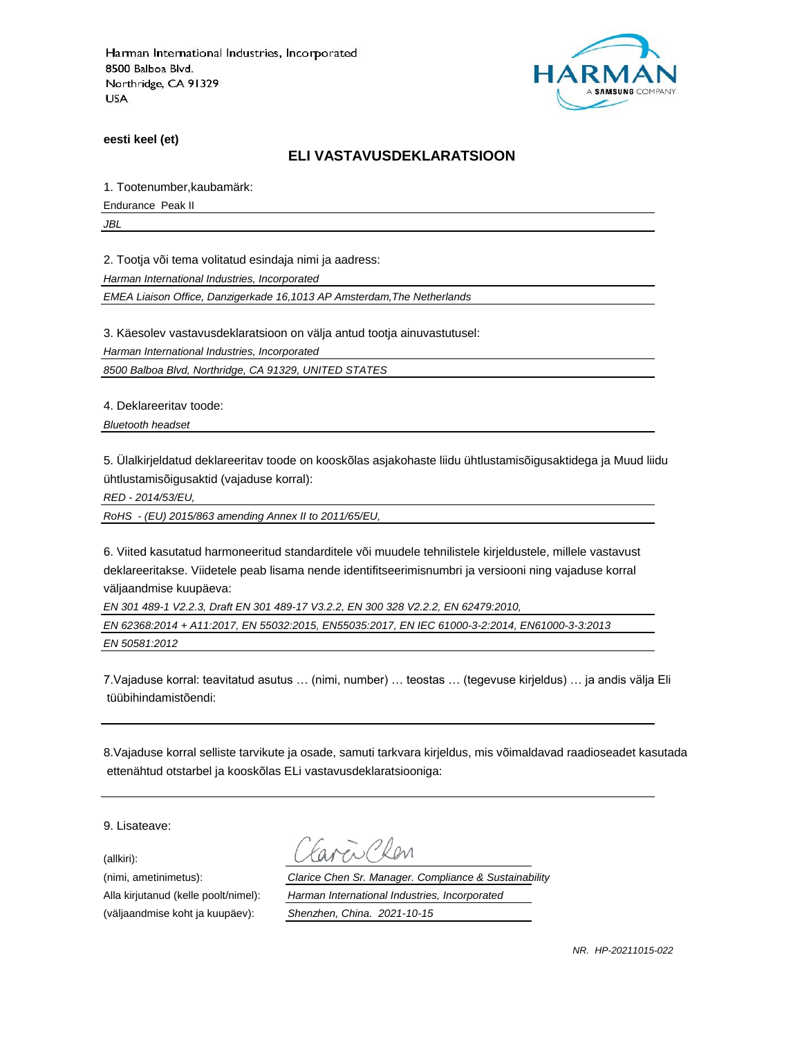Harman International Industries, Incorporated
8500 Balboa Blvd.
Northridge, CA 91329
USA

HARMAN
A SAMSUNG COMPANY

**eesti keel (et)**

## ELI VASTAVUSDEKLARATSIOON

1. Tootenumber,kaubamärk:

Endurance Peak II

*JBL*

2. Tootja või tema volitatud esindaja nimi ja aadress:

*Harman International Industries, Incorporated*

*EMEA Liaison Office, Danzigerkade 16,1013 AP Amsterdam,The Netherlands*

3. Käesolev vastavusdeklaratsioon on välja antud tootja ainuvastutusel:

*Harman International Industries, Incorporated*

*8500 Balboa Blvd, Northridge, CA 91329, UNITED STATES*

4. Deklareeritav toode:

*Bluetooth headset*

5. Ülalkirjeldatud deklareeritav toode on kooskõlas asjakohaste liidu ühtlustamisõigusaktidega ja Muud liidu ühtlustamisõigusaktid (vajaduse korral):

*RED - 2014/53/EU,*

*RoHS - (EU) 2015/863 amending Annex II to 2011/65/EU,*

6. Viited kasutatud harmoneeritud standarditele või muudele tehnilistele kirjeldustele, millele vastavust deklareeritakse. Viidetele peab lisama nende identifitseerimisnumbri ja versiooni ning vajaduse korral väljaandmise kuupäeva:

*EN 301 489-1 V2.2.3, Draft EN 301 489-17 V3.2.2, EN 300 328 V2.2.2, EN 62479:2010,*

*EN 62368:2014 + A11:2017, EN 55032:2015, EN55035:2017, EN IEC 61000-3-2:2014, EN61000-3-3:2013*

*EN 50581:2012*

7.Vajaduse korral: teavitatud asutus … (nimi, number) … teostas … (tegevuse kirjeldus) … ja andis välja Eli tüübihindamistõendi:

8.Vajaduse korral selliste tarvikute ja osade, samuti tarkvara kirjeldus, mis võimaldavad raadioseadet kasutada ettenähtud otstarbel ja kooskõlas ELi vastavusdeklaratsiooniga:

9. Lisateave:

(allkiri):

(nimi, ametinimetus): *Clarice Chen Sr. Manager. Compliance & Sustainability*

Alla kirjutanud (kelle poolt/nimel): *Harman International Industries, Incorporated*

(väljaandmise koht ja kuupäev): *Shenzhen, China. 2021-10-15*

*NR. HP-20211015-022*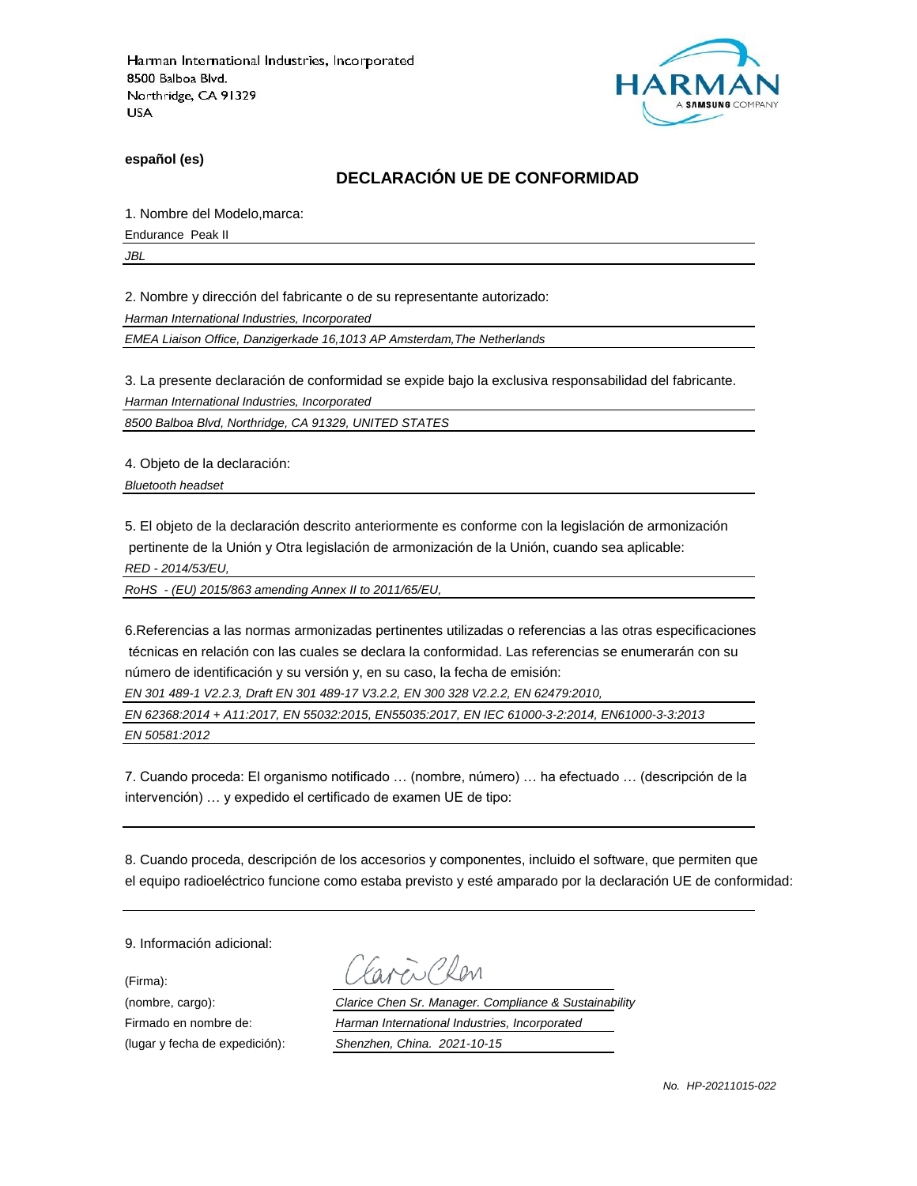Harman International Industries, Incorporated
8500 Balboa Blvd.
Northridge, CA 91329
USA

HARMAN
A SAMSUNG COMPANY

**español (es)**

## DECLARACIÓN UE DE CONFORMIDAD

1. Nombre del Modelo,marca:

Endurance Peak II

*JBL*

2. Nombre y dirección del fabricante o de su representante autorizado:

*Harman International Industries, Incorporated*

*EMEA Liaison Office, Danzigerkade 16,1013 AP Amsterdam,The Netherlands*

3. La presente declaración de conformidad se expide bajo la exclusiva responsabilidad del fabricante.

*Harman International Industries, Incorporated*

*8500 Balboa Blvd, Northridge, CA 91329, UNITED STATES*

4. Objeto de la declaración:

*Bluetooth headset*

5. El objeto de la declaración descrito anteriormente es conforme con la legislación de armonización pertinente de la Unión y Otra legislación de armonización de la Unión, cuando sea aplicable:

*RED - 2014/53/EU,*

*RoHS - (EU) 2015/863 amending Annex II to 2011/65/EU,*

6.Referencias a las normas armonizadas pertinentes utilizadas o referencias a las otras especificaciones técnicas en relación con las cuales se declara la conformidad. Las referencias se enumerarán con su número de identificación y su versión y, en su caso, la fecha de emisión:

*EN 301 489-1 V2.2.3, Draft EN 301 489-17 V3.2.2, EN 300 328 V2.2.2, EN 62479:2010,*

*EN 62368:2014 + A11:2017, EN 55032:2015, EN55035:2017, EN IEC 61000-3-2:2014, EN61000-3-3:2013*

*EN 50581:2012*

7. Cuando proceda: El organismo notificado … (nombre, número) … ha efectuado … (descripción de la intervención) … y expedido el certificado de examen UE de tipo:

8. Cuando proceda, descripción de los accesorios y componentes, incluido el software, que permiten que el equipo radioeléctrico funcione como estaba previsto y esté amparado por la declaración UE de conformidad:

9. Información adicional:

(Firma): Clarice Chen

(nombre, cargo): *Clarice Chen Sr. Manager. Compliance & Sustainability*

Firmado en nombre de: *Harman International Industries, Incorporated*

(lugar y fecha de expedición): *Shenzhen, China. 2021-10-15*

*No. HP-20211015-022*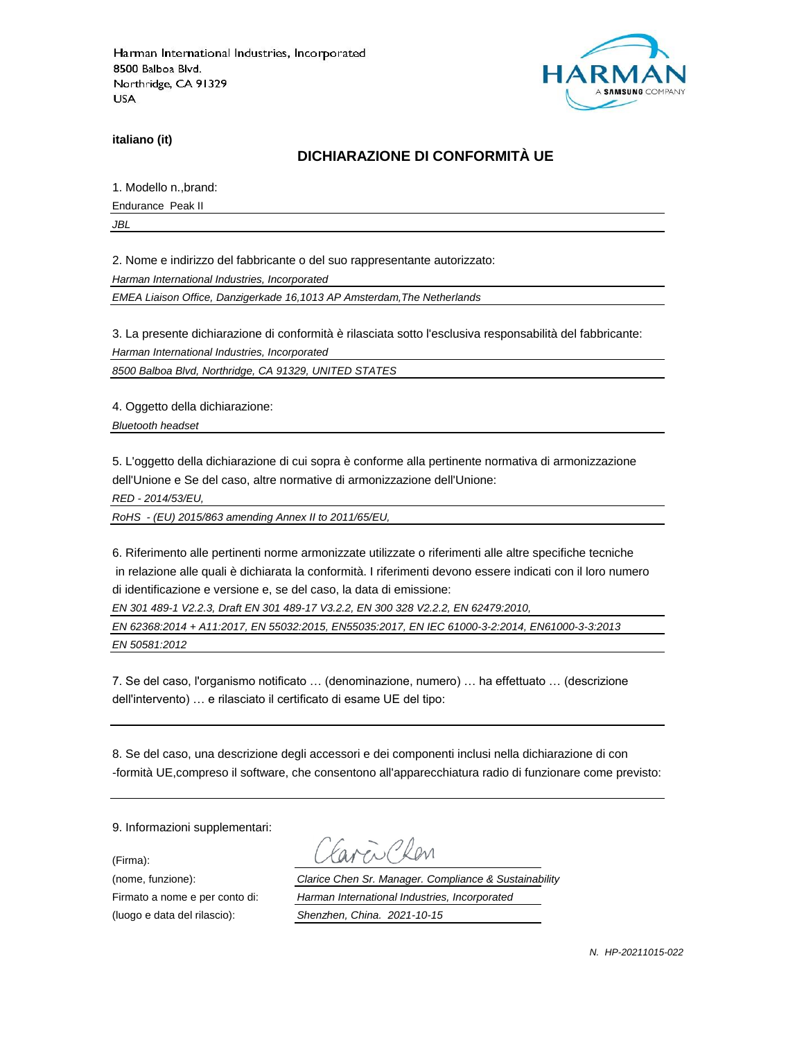Harman International Industries, Incorporated
8500 Balboa Blvd.
Northridge, CA 91329
USA

HARMAN
A SAMSUNG COMPANY

**italiano (it)**

## DICHIARAZIONE DI CONFORMITÀ UE

1. Modello n.,brand:

Endurance Peak II

*JBL*

2. Nome e indirizzo del fabbricante o del suo rappresentante autorizzato:

*Harman International Industries, Incorporated*

*EMEA Liaison Office, Danzigerkade 16,1013 AP Amsterdam,The Netherlands*

3. La presente dichiarazione di conformità è rilasciata sotto l'esclusiva responsabilità del fabbricante:

*Harman International Industries, Incorporated*

*8500 Balboa Blvd, Northridge, CA 91329, UNITED STATES*

4. Oggetto della dichiarazione:

*Bluetooth headset*

5. L'oggetto della dichiarazione di cui sopra è conforme alla pertinente normativa di armonizzazione dell'Unione e Se del caso, altre normative di armonizzazione dell'Unione:

*RED - 2014/53/EU,*

*RoHS - (EU) 2015/863 amending Annex II to 2011/65/EU,*

6. Riferimento alle pertinenti norme armonizzate utilizzate o riferimenti alle altre specifiche tecniche in relazione alle quali è dichiarata la conformità. I riferimenti devono essere indicati con il loro numero di identificazione e versione e, se del caso, la data di emissione:

*EN 301 489-1 V2.2.3, Draft EN 301 489-17 V3.2.2, EN 300 328 V2.2.2, EN 62479:2010,*

*EN 62368:2014 + A11:2017, EN 55032:2015, EN55035:2017, EN IEC 61000-3-2:2014, EN61000-3-3:2013*

*EN 50581:2012*

7. Se del caso, l'organismo notificato … (denominazione, numero) … ha effettuato … (descrizione dell'intervento) … e rilasciato il certificato di esame UE del tipo:

8. Se del caso, una descrizione degli accessori e dei componenti inclusi nella dichiarazione di con -formità UE,compreso il software, che consentono all'apparecchiatura radio di funzionare come previsto:

9. Informazioni supplementari:

(Firma):

(nome, funzione): *Clarice Chen Sr. Manager. Compliance & Sustainability*

Firmato a nome e per conto di: *Harman International Industries, Incorporated*

(luogo e data del rilascio): *Shenzhen, China. 2021-10-15*

*N. HP-20211015-022*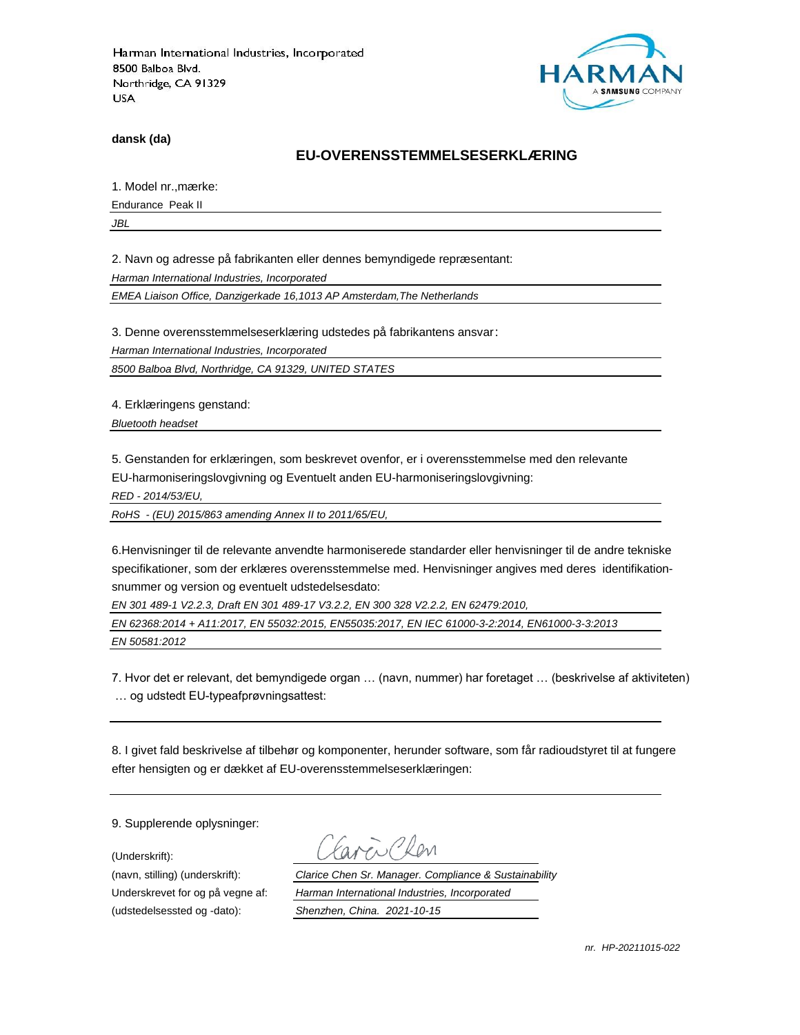Harman International Industries, Incorporated
8500 Balboa Blvd.
Northridge, CA 91329
USA

HARMAN
A SAMSUNG COMPANY

**dansk (da)**

## EU-OVERENSSTEMMELSESERKLÆRING

1. Model nr.,mærke:

Endurance  Peak II

*JBL*

2. Navn og adresse på fabrikanten eller dennes bemyndigede repræsentant:

*Harman International Industries, Incorporated*

*EMEA Liaison Office, Danzigerkade 16,1013 AP Amsterdam,The Netherlands*

3. Denne overensstemmelseserklæring udstedes på fabrikantens ansvar:

*Harman International Industries, Incorporated*

*8500 Balboa Blvd, Northridge, CA 91329, UNITED STATES*

4. Erklæringens genstand:

*Bluetooth headset*

5. Genstanden for erklæringen, som beskrevet ovenfor, er i overensstemmelse med den relevante EU-harmoniseringslovgivning og Eventuelt anden EU-harmoniseringslovgivning:

*RED - 2014/53/EU,*

*RoHS  - (EU) 2015/863 amending Annex II to 2011/65/EU,*

6.Henvisninger til de relevante anvendte harmoniserede standarder eller henvisninger til de andre tekniske specifikationer, som der erklæres overensstemmelse med. Henvisninger angives med deres  identifikation-snummer og version og eventuelt udstedelsesdato:

*EN 301 489-1 V2.2.3, Draft EN 301 489-17 V3.2.2, EN 300 328 V2.2.2, EN 62479:2010,*

*EN 62368:2014 + A11:2017, EN 55032:2015, EN55035:2017, EN IEC 61000-3-2:2014, EN61000-3-3:2013*

*EN 50581:2012*

7. Hvor det er relevant, det bemyndigede organ … (navn, nummer) har foretaget … (beskrivelse af aktiviteten) … og udstedt EU-typeafprøvningsattest:

8. I givet fald beskrivelse af tilbehør og komponenter, herunder software, som får radioudstyret til at fungere efter hensigten og er dækket af EU-overensstemmelseserklæringen:

9. Supplerende oplysninger:

(Underskrift):

(navn, stilling) (underskrift): *Clarice Chen Sr. Manager. Compliance & Sustainability*

Underskrevet for og på vegne af: *Harman International Industries, Incorporated*

(udstedelsessted og -dato): *Shenzhen, China.  2021-10-15*

*nr.  HP-20211015-022*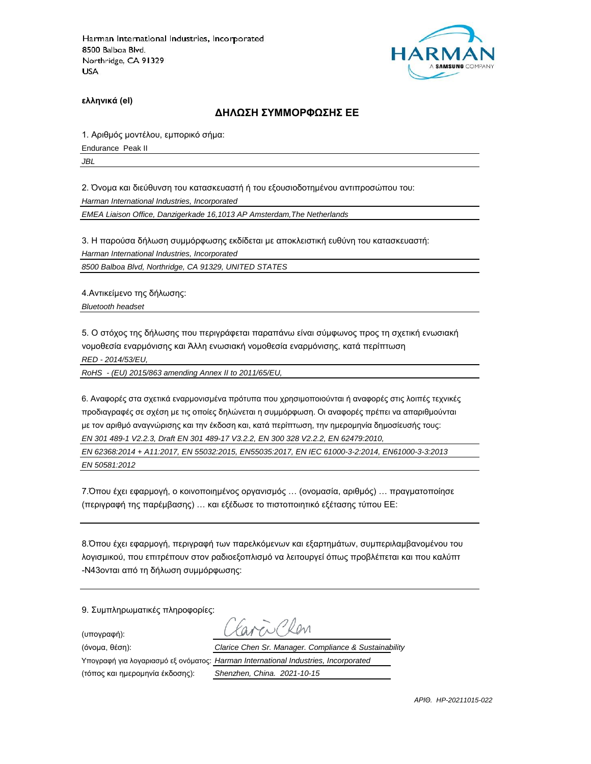Harman International Industries, Incorporated
8500 Balboa Blvd.
Northridge, CA 91329
USA

HARMAN
A SAMSUNG COMPANY

**ελληνικά (el)**

## ΔΗΛΩΣΗ ΣΥΜΜΟΡΦΩΣΗΣ ΕΕ

1. Αριθμός μοντέλου, εμπορικό σήμα:

Endurance Peak II

*JBL*

2. Όνομα και διεύθυνση του κατασκευαστή ή του εξουσιοδοτημένου αντιπροσώπου του:

*Harman International Industries, Incorporated*

*EMEA Liaison Office, Danzigerkade 16,1013 AP Amsterdam,The Netherlands*

3. Η παρούσα δήλωση συμμόρφωσης εκδίδεται με αποκλειστική ευθύνη του κατασκευαστή:

*Harman International Industries, Incorporated*

*8500 Balboa Blvd, Northridge, CA 91329, UNITED STATES*

4.Αντικείμενο της δήλωσης:

*Bluetooth headset*

5. Ο στόχος της δήλωσης που περιγράφεται παραπάνω είναι σύμφωνος προς τη σχετική ενωσιακή νομοθεσία εναρμόνισης και Άλλη ενωσιακή νομοθεσία εναρμόνισης, κατά περίπτωση

*RED - 2014/53/EU,*

*RoHS - (EU) 2015/863 amending Annex II to 2011/65/EU,*

6. Αναφορές στα σχετικά εναρμονισμένα πρότυπα που χρησιμοποιούνται ή αναφορές στις λοιπές τεχνικές προδιαγραφές σε σχέση με τις οποίες δηλώνεται η συμμόρφωση. Οι αναφορές πρέπει να απαριθμούνται με τον αριθμό αναγνώρισης και την έκδοση και, κατά περίπτωση, την ημερομηνία δημοσίευσής τους:

*EN 301 489-1 V2.2.3, Draft EN 301 489-17 V3.2.2, EN 300 328 V2.2.2, EN 62479:2010,*

*EN 62368:2014 + A11:2017, EN 55032:2015, EN55035:2017, EN IEC 61000-3-2:2014, EN61000-3-3:2013*

*EN 50581:2012*

7.Όπου έχει εφαρμογή, ο κοινοποιημένος οργανισμός … (ονομασία, αριθμός) … πραγματοποίησε (περιγραφή της παρέμβασης) … και εξέδωσε το πιστοποιητικό εξέτασης τύπου ΕΕ:

8.Όπου έχει εφαρμογή, περιγραφή των παρελκόμενων και εξαρτημάτων, συμπεριλαμβανομένου του λογισμικού, που επιτρέπουν στον ραδιοεξοπλισμό να λειτουργεί όπως προβλέπεται και που καλύπτ -N43ονται από τη δήλωση συμμόρφωσης:

9. Συμπληρωματικές πληροφορίες:

(υπογραφή): Clarice Chen

(όνομα, θέση): *Clarice Chen Sr. Manager. Compliance & Sustainability*

Υπογραφή για λογαριασμό εξ ονόματος: *Harman International Industries, Incorporated*

(τόπος και ημερομηνία έκδοσης): *Shenzhen, China. 2021-10-15*

*ΑΡΙΘ. HP-20211015-022*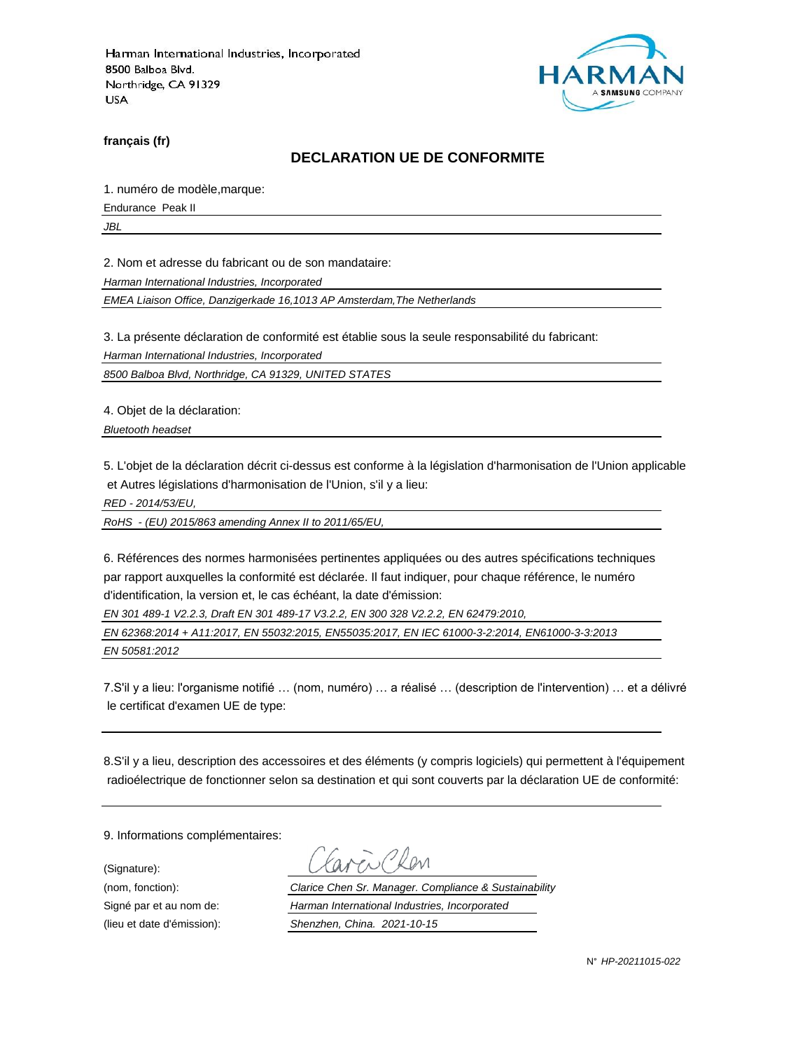Harman International Industries, Incorporated
8500 Balboa Blvd.
Northridge, CA 91329
USA

**français (fr)**

## DECLARATION UE DE CONFORMITE

1. numéro de modèle,marque:

Endurance Peak II

*JBL*

2. Nom et adresse du fabricant ou de son mandataire:

*Harman International Industries, Incorporated*

*EMEA Liaison Office, Danzigerkade 16,1013 AP Amsterdam,The Netherlands*

3. La présente déclaration de conformité est établie sous la seule responsabilité du fabricant:

*Harman International Industries, Incorporated*

*8500 Balboa Blvd, Northridge, CA 91329, UNITED STATES*

4. Objet de la déclaration:

*Bluetooth headset*

5. L'objet de la déclaration décrit ci-dessus est conforme à la législation d'harmonisation de l'Union applicable et Autres législations d'harmonisation de l'Union, s'il y a lieu:

*RED - 2014/53/EU,*

*RoHS - (EU) 2015/863 amending Annex II to 2011/65/EU,*

6. Références des normes harmonisées pertinentes appliquées ou des autres spécifications techniques par rapport auxquelles la conformité est déclarée. Il faut indiquer, pour chaque référence, le numéro d'identification, la version et, le cas échéant, la date d'émission:

*EN 301 489-1 V2.2.3, Draft EN 301 489-17 V3.2.2, EN 300 328 V2.2.2, EN 62479:2010,*

*EN 62368:2014 + A11:2017, EN 55032:2015, EN55035:2017, EN IEC 61000-3-2:2014, EN61000-3-3:2013*

*EN 50581:2012*

7.S'il y a lieu: l'organisme notifié … (nom, numéro) … a réalisé … (description de l'intervention) … et a délivré le certificat d'examen UE de type:

8.S'il y a lieu, description des accessoires et des éléments (y compris logiciels) qui permettent à l'équipement radioélectrique de fonctionner selon sa destination et qui sont couverts par la déclaration UE de conformité:

9. Informations complémentaires:

(Signature):

(nom, fonction): *Clarice Chen Sr. Manager. Compliance & Sustainability*

Signé par et au nom de: *Harman International Industries, Incorporated*

(lieu et date d'émission): *Shenzhen, China. 2021-10-15*

N° *HP-20211015-022*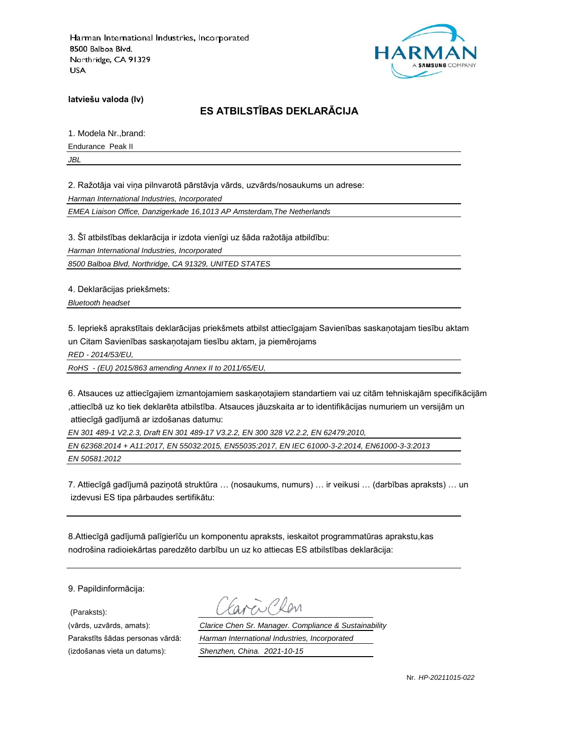Harman International Industries, Incorporated
8500 Balboa Blvd.
Northridge, CA 91329
USA

HARMAN
A SAMSUNG COMPANY

**latviešu valoda (lv)**

## ES ATBILSTĪBAS DEKLARĀCIJA

1. Modela Nr.,brand:

Endurance Peak II

*JBL*

2. Ražotāja vai viņa pilnvarotā pārstāvja vārds, uzvārds/nosaukums un adrese:

*Harman International Industries, Incorporated*

*EMEA Liaison Office, Danzigerkade 16,1013 AP Amsterdam,The Netherlands*

3. Šī atbilstības deklarācija ir izdota vienīgi uz šāda ražotāja atbildību:

*Harman International Industries, Incorporated*

*8500 Balboa Blvd, Northridge, CA 91329, UNITED STATES*

4. Deklarācijas priekšmets:

*Bluetooth headset*

5. Iepriekš aprakstītais deklarācijas priekšmets atbilst attiecīgajam Savienības saskaņotajam tiesību aktam un Citam Savienības saskaņotajam tiesību aktam, ja piemērojams

*RED - 2014/53/EU,*

*RoHS - (EU) 2015/863 amending Annex II to 2011/65/EU,*

6. Atsauces uz attiecīgajiem izmantojamiem saskaņotajiem standartiem vai uz citām tehniskajām specifikācijām ,attiecībā uz ko tiek deklarēta atbilstība. Atsauces jāuzskaita ar to identifikācijas numuriem un versijām un attiecīgā gadījumā ar izdošanas datumu:

*EN 301 489-1 V2.2.3, Draft EN 301 489-17 V3.2.2, EN 300 328 V2.2.2, EN 62479:2010,*

*EN 62368:2014 + A11:2017, EN 55032:2015, EN55035:2017, EN IEC 61000-3-2:2014, EN61000-3-3:2013*

*EN 50581:2012*

7. Attiecīgā gadījumā paziņotā struktūra … (nosaukums, numurs) … ir veikusi … (darbības apraksts) … un izdevusi ES tipa pārbaudes sertifikātu:

8.Attiecīgā gadījumā palīgierīču un komponentu apraksts, ieskaitot programmatūras aprakstu,kas nodrošina radioiekārtas paredzēto darbību un uz ko attiecas ES atbilstības deklarācija:

9. Papildinformācija:

(Paraksts): Clarice Chen

(vārds, uzvārds, amats): *Clarice Chen Sr. Manager. Compliance & Sustainability*

Parakstīts šādas personas vārdā: *Harman International Industries, Incorporated*

(izdošanas vieta un datums): *Shenzhen, China. 2021-10-15*

Nr. *HP-20211015-022*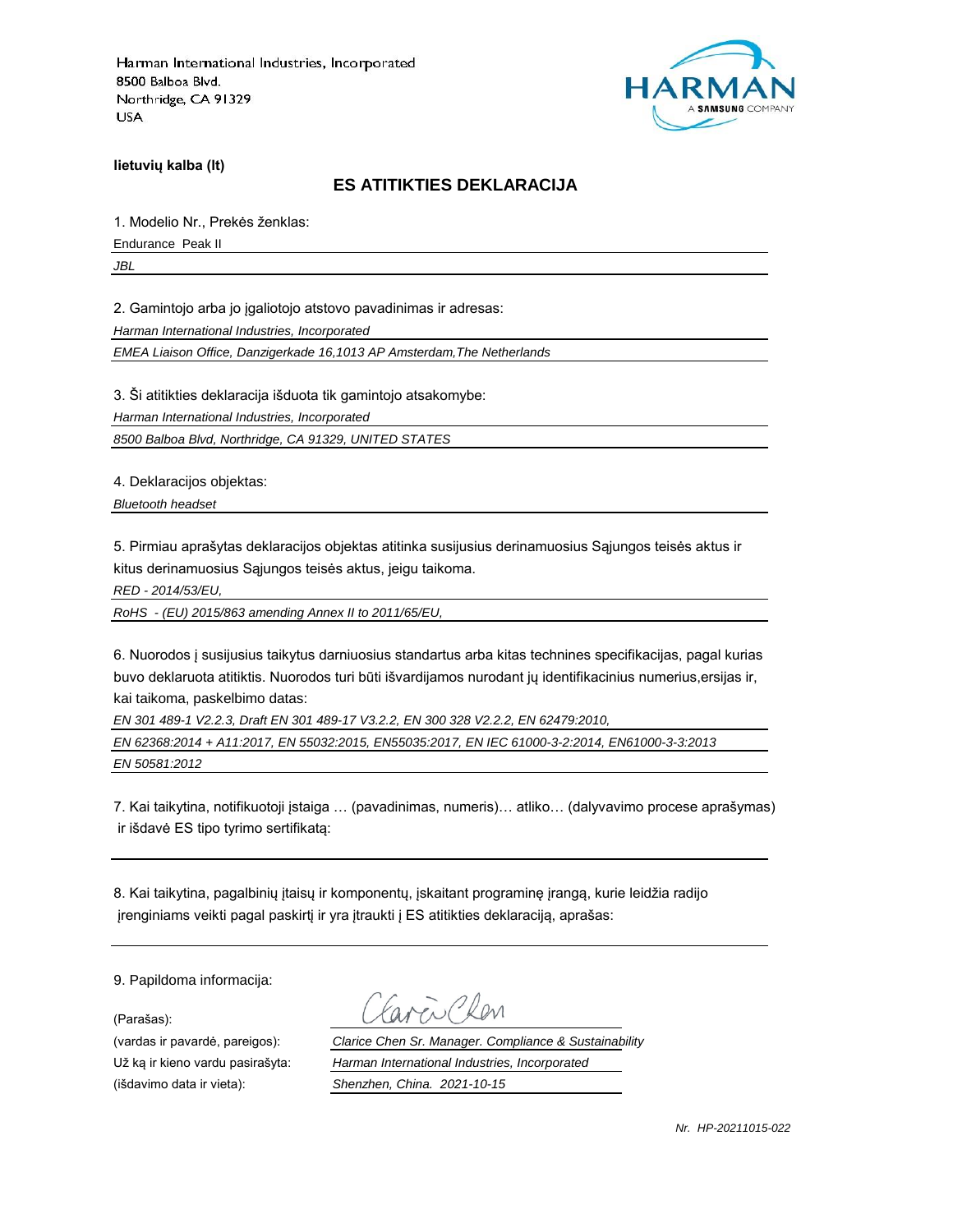Harman International Industries, Incorporated
8500 Balboa Blvd.
Northridge, CA 91329
USA

HARMAN
A SAMSUNG COMPANY

**lietuvių kalba (lt)**

## ES ATITIKTIES DEKLARACIJA

1. Modelio Nr., Prekės ženklas:

Endurance Peak II

*JBL*

2. Gamintojo arba jo įgaliotojo atstovo pavadinimas ir adresas:

*Harman International Industries, Incorporated*

*EMEA Liaison Office, Danzigerkade 16,1013 AP Amsterdam,The Netherlands*

3. Ši atitikties deklaracija išduota tik gamintojo atsakomybe:

*Harman International Industries, Incorporated*

*8500 Balboa Blvd, Northridge, CA 91329, UNITED STATES*

4. Deklaracijos objektas:

*Bluetooth headset*

5. Pirmiau aprašytas deklaracijos objektas atitinka susijusius derinamuosius Sąjungos teisės aktus ir kitus derinamuosius Sąjungos teisės aktus, jeigu taikoma.

*RED - 2014/53/EU,*

*RoHS - (EU) 2015/863 amending Annex II to 2011/65/EU,*

6. Nuorodos į susijusius taikytus darniuosius standartus arba kitas technines specifikacijas, pagal kurias buvo deklaruota atitiktis. Nuorodos turi būti išvardijamos nurodant jų identifikacinius numerius,ersijas ir, kai taikoma, paskelbimo datas:

*EN 301 489-1 V2.2.3, Draft EN 301 489-17 V3.2.2, EN 300 328 V2.2.2, EN 62479:2010,*

*EN 62368:2014 + A11:2017, EN 55032:2015, EN55035:2017, EN IEC 61000-3-2:2014, EN61000-3-3:2013*

*EN 50581:2012*

7. Kai taikytina, notifikuotoji įstaiga … (pavadinimas, numeris)… atliko… (dalyvavimo procese aprašymas) ir išdavė ES tipo tyrimo sertifikatą:

8. Kai taikytina, pagalbinių įtaisų ir komponentų, įskaitant programinę įrangą, kurie leidžia radijo įrenginiams veikti pagal paskirtį ir yra įtraukti į ES atitikties deklaraciją, aprašas:

9. Papildoma informacija:

(Parašas): Clarice Chen

(vardas ir pavardė, pareigos): *Clarice Chen Sr. Manager. Compliance & Sustainability*

Už ką ir kieno vardu pasirašyta: *Harman International Industries, Incorporated*

(išdavimo data ir vieta): *Shenzhen, China. 2021-10-15*

*Nr. HP-20211015-022*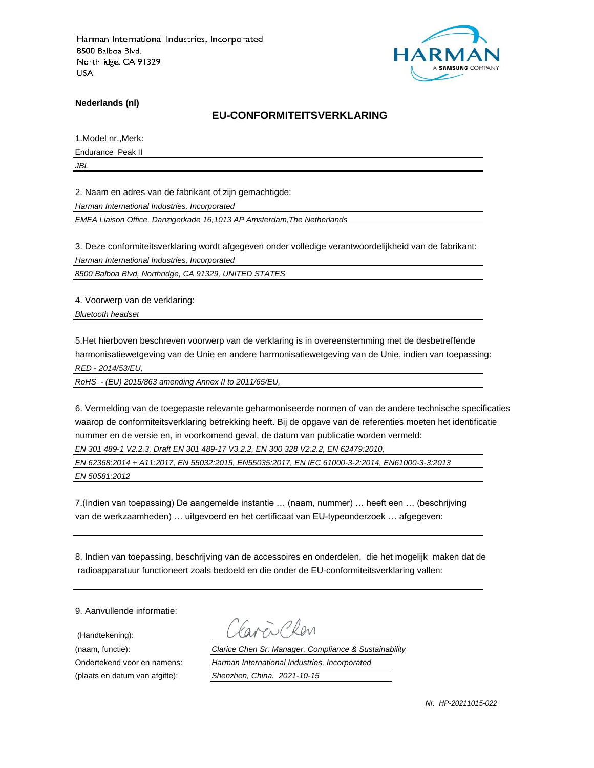Harman International Industries, Incorporated
8500 Balboa Blvd.
Northridge, CA 91329
USA

HARMAN
A SAMSUNG COMPANY

**Nederlands (nl)**

## EU-CONFORMITEITSVERKLARING

1.Model nr.,Merk:

Endurance Peak II

*JBL*

2. Naam en adres van de fabrikant of zijn gemachtigde:

*Harman International Industries, Incorporated*

*EMEA Liaison Office, Danzigerkade 16,1013 AP Amsterdam,The Netherlands*

3. Deze conformiteitsverklaring wordt afgegeven onder volledige verantwoordelijkheid van de fabrikant:

*Harman International Industries, Incorporated*

*8500 Balboa Blvd, Northridge, CA 91329, UNITED STATES*

4. Voorwerp van de verklaring:

*Bluetooth headset*

5.Het hierboven beschreven voorwerp van de verklaring is in overeenstemming met de desbetreffende harmonisatiewetgeving van de Unie en andere harmonisatiewetgeving van de Unie, indien van toepassing:

*RED - 2014/53/EU,*

*RoHS - (EU) 2015/863 amending Annex II to 2011/65/EU,*

6. Vermelding van de toegepaste relevante geharmoniseerde normen of van de andere technische specificaties waarop de conformiteitsverklaring betrekking heeft. Bij de opgave van de referenties moeten het identificatie nummer en de versie en, in voorkomend geval, de datum van publicatie worden vermeld:

*EN 301 489-1 V2.2.3, Draft EN 301 489-17 V3.2.2, EN 300 328 V2.2.2, EN 62479:2010,*

*EN 62368:2014 + A11:2017, EN 55032:2015, EN55035:2017, EN IEC 61000-3-2:2014, EN61000-3-3:2013*

*EN 50581:2012*

7.(Indien van toepassing) De aangemelde instantie … (naam, nummer) … heeft een … (beschrijving van de werkzaamheden) … uitgevoerd en het certificaat van EU-typeonderzoek … afgegeven:

8. Indien van toepassing, beschrijving van de accessoires en onderdelen, die het mogelijk maken dat de radioapparatuur functioneert zoals bedoeld en die onder de EU-conformiteitsverklaring vallen:

9. Aanvullende informatie:

(Handtekening):

(naam, functie): *Clarice Chen Sr. Manager. Compliance & Sustainability*

Ondertekend voor en namens: *Harman International Industries, Incorporated*

(plaats en datum van afgifte): *Shenzhen, China. 2021-10-15*

*Nr. HP-20211015-022*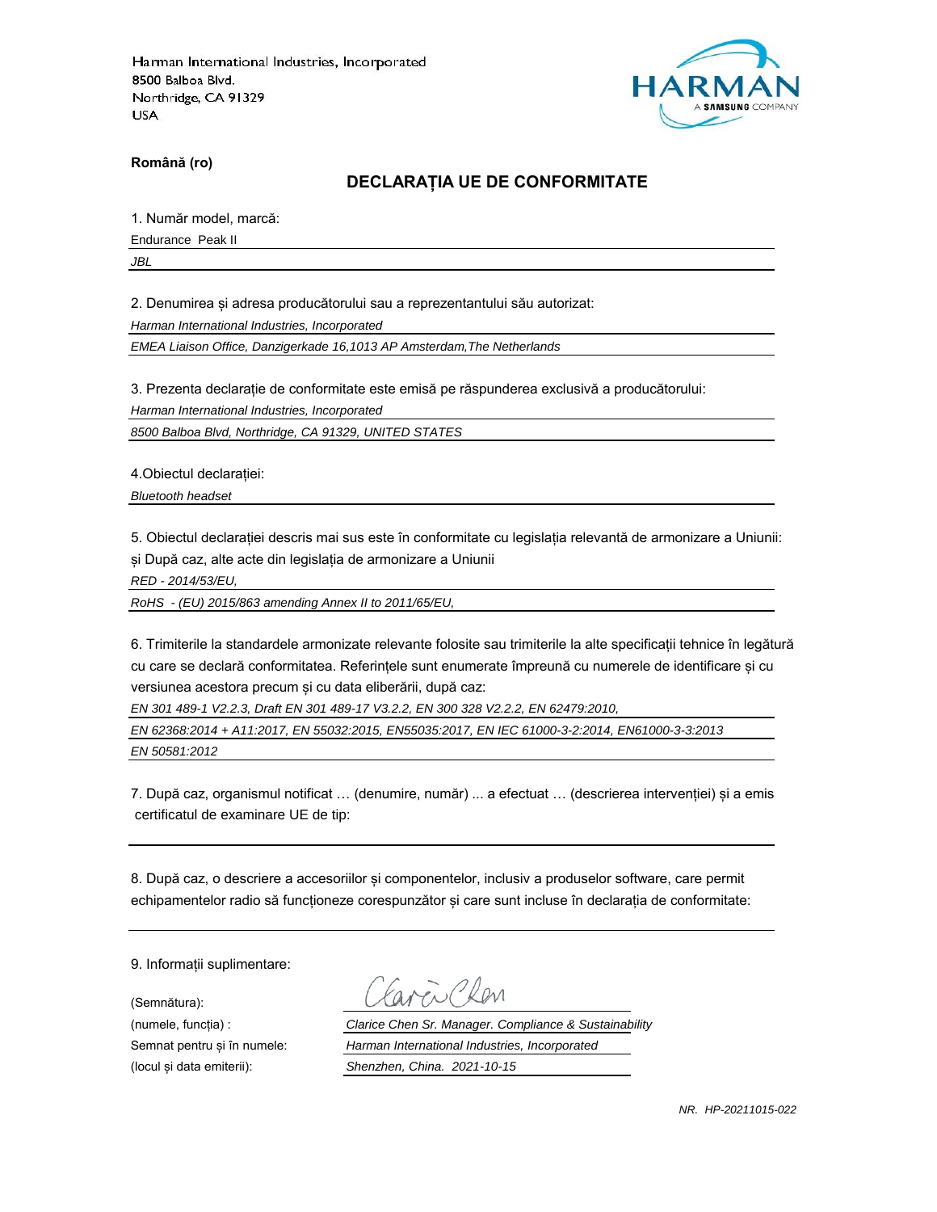Harman International Industries, Incorporated
8500 Balboa Blvd.
Northridge, CA 91329
USA

HARMAN
A SAMSUNG COMPANY

**Română (ro)**

## DECLARAȚIA UE DE CONFORMITATE

1. Număr model, marcă:

Endurance Peak II

*JBL*

2. Denumirea și adresa producătorului sau a reprezentantului său autorizat:

*Harman International Industries, Incorporated*

*EMEA Liaison Office, Danzigerkade 16,1013 AP Amsterdam,The Netherlands*

3. Prezenta declarație de conformitate este emisă pe răspunderea exclusivă a producătorului:

*Harman International Industries, Incorporated*

*8500 Balboa Blvd, Northridge, CA 91329, UNITED STATES*

4.Obiectul declarației:

*Bluetooth headset*

5. Obiectul declarației descris mai sus este în conformitate cu legislația relevantă de armonizare a Uniunii:
și După caz, alte acte din legislația de armonizare a Uniunii

*RED - 2014/53/EU,*

*RoHS - (EU) 2015/863 amending Annex II to 2011/65/EU,*

6. Trimiterile la standardele armonizate relevante folosite sau trimiterile la alte specificații tehnice în legătură cu care se declară conformitatea. Referințele sunt enumerate împreună cu numerele de identificare și cu versiunea acestora precum și cu data eliberării, după caz:

*EN 301 489-1 V2.2.3, Draft EN 301 489-17 V3.2.2, EN 300 328 V2.2.2, EN 62479:2010,*

*EN 62368:2014 + A11:2017, EN 55032:2015, EN55035:2017, EN IEC 61000-3-2:2014, EN61000-3-3:2013*

*EN 50581:2012*

7. După caz, organismul notificat … (denumire, număr) ... a efectuat … (descrierea intervenției) și a emis certificatul de examinare UE de tip:

8. După caz, o descriere a accesoriilor și componentelor, inclusiv a produselor software, care permit echipamentelor radio să funcționeze corespunzător și care sunt incluse în declarația de conformitate:

9. Informații suplimentare:

(Semnătura): Clarice Chen

(numele, funcția) : *Clarice Chen Sr. Manager. Compliance & Sustainability*

Semnat pentru și în numele: *Harman International Industries, Incorporated*

(locul și data emiterii): *Shenzhen, China. 2021-10-15*

*NR. HP-20211015-022*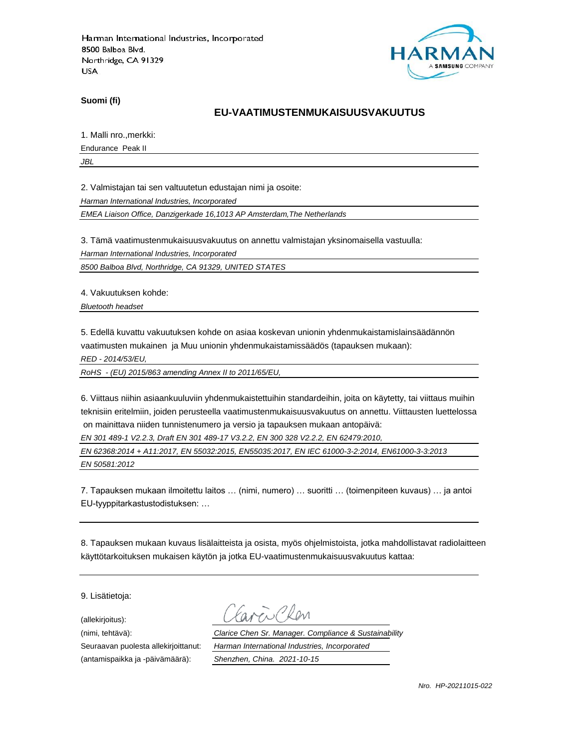Harman International Industries, Incorporated
8500 Balboa Blvd.
Northridge, CA 91329
USA

**Suomi (fi)**

## EU-VAATIMUSTENMUKAISUUSVAKUUTUS

1. Malli nro.,merkki:

Endurance Peak II

*JBL*

2. Valmistajan tai sen valtuutetun edustajan nimi ja osoite:

*Harman International Industries, Incorporated*

*EMEA Liaison Office, Danzigerkade 16,1013 AP Amsterdam,The Netherlands*

3. Tämä vaatimustenmukaisuusvakuutus on annettu valmistajan yksinomaisella vastuulla:

*Harman International Industries, Incorporated*

*8500 Balboa Blvd, Northridge, CA 91329, UNITED STATES*

4. Vakuutuksen kohde:

*Bluetooth headset*

5. Edellä kuvattu vakuutuksen kohde on asiaa koskevan unionin yhdenmukaistamislainsäädännön vaatimusten mukainen ja Muu unionin yhdenmukaistamissäädös (tapauksen mukaan):

*RED - 2014/53/EU,*

*RoHS - (EU) 2015/863 amending Annex II to 2011/65/EU,*

6. Viittaus niihin asiaankuuluviin yhdenmukaistettuihin standardeihin, joita on käytetty, tai viittaus muihin teknisiin eritelmiin, joiden perusteella vaatimustenmukaisuusvakuutus on annettu. Viittausten luettelossa on mainittava niiden tunnistenumero ja versio ja tapauksen mukaan antopäivä:

*EN 301 489-1 V2.2.3, Draft EN 301 489-17 V3.2.2, EN 300 328 V2.2.2, EN 62479:2010,*

*EN 62368:2014 + A11:2017, EN 55032:2015, EN55035:2017, EN IEC 61000-3-2:2014, EN61000-3-3:2013*

*EN 50581:2012*

7. Tapauksen mukaan ilmoitettu laitos … (nimi, numero) … suoritti … (toimenpiteen kuvaus) … ja antoi EU-tyyppitarkastustodistuksen: …

8. Tapauksen mukaan kuvaus lisälaitteista ja osista, myös ohjelmistoista, jotka mahdollistavat radiolaitteen käyttötarkoituksen mukaisen käytön ja jotka EU-vaatimustenmukaisuusvakuutus kattaa:

9. Lisätietoja:

(allekirjoitus): Clarice Chen

(nimi, tehtävä): *Clarice Chen Sr. Manager. Compliance & Sustainability*

Seuraavan puolesta allekirjoittanut: *Harman International Industries, Incorporated*

(antamispaikka ja -päivämäärä): *Shenzhen, China. 2021-10-15*

*Nro. HP-20211015-022*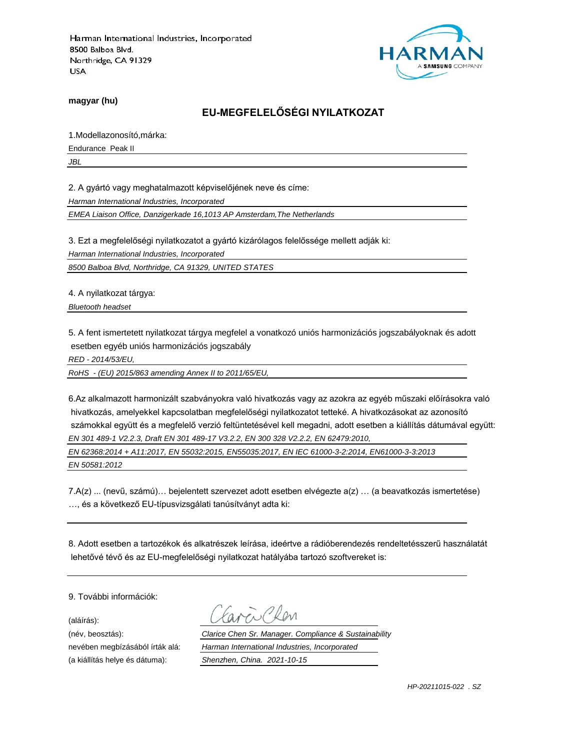Harman International Industries, Incorporated
8500 Balboa Blvd.
Northridge, CA 91329
USA

HARMAN
A SAMSUNG COMPANY

**magyar (hu)**

## EU-MEGFELELŐSÉGI NYILATKOZAT

1.Modellazonosító,márka:

Endurance Peak II

*JBL*

2. A gyártó vagy meghatalmazott képviselőjének neve és címe:

*Harman International Industries, Incorporated*

*EMEA Liaison Office, Danzigerkade 16,1013 AP Amsterdam,The Netherlands*

3. Ezt a megfelelőségi nyilatkozatot a gyártó kizárólagos felelőssége mellett adják ki:

*Harman International Industries, Incorporated*

*8500 Balboa Blvd, Northridge, CA 91329, UNITED STATES*

4. A nyilatkozat tárgya:

*Bluetooth headset*

5. A fent ismertetett nyilatkozat tárgya megfelel a vonatkozó uniós harmonizációs jogszabályoknak és adott esetben egyéb uniós harmonizációs jogszabály

*RED - 2014/53/EU,*

*RoHS - (EU) 2015/863 amending Annex II to 2011/65/EU,*

6.Az alkalmazott harmonizált szabványokra való hivatkozás vagy az azokra az egyéb műszaki előírásokra való hivatkozás, amelyekkel kapcsolatban megfelelőségi nyilatkozatot tetteké. A hivatkozásokat az azonosító számokkal együtt és a megfelelő verzió feltüntetésével kell megadni, adott esetben a kiállítás dátumával együtt:

*EN 301 489-1 V2.2.3, Draft EN 301 489-17 V3.2.2, EN 300 328 V2.2.2, EN 62479:2010,*

*EN 62368:2014 + A11:2017, EN 55032:2015, EN55035:2017, EN IEC 61000-3-2:2014, EN61000-3-3:2013*

*EN 50581:2012*

7.A(z) ... (nevű, számú)… bejelentett szervezet adott esetben elvégezte a(z) … (a beavatkozás ismertetése) …, és a következő EU-típusvizsgálati tanúsítványt adta ki:

8. Adott esetben a tartozékok és alkatrészek leírása, ideértve a rádióberendezés rendeltetésszerű használatát lehetővé tévő és az EU-megfelelőségi nyilatkozat hatályába tartozó szoftvereket is:

9. További információk:

(aláírás): Clarice Chen

(név, beosztás): *Clarice Chen Sr. Manager. Compliance & Sustainability*

nevében megbízásából írták alá: *Harman International Industries, Incorporated*

(a kiállítás helye és dátuma): *Shenzhen, China. 2021-10-15*

*HP-20211015-022 . SZ*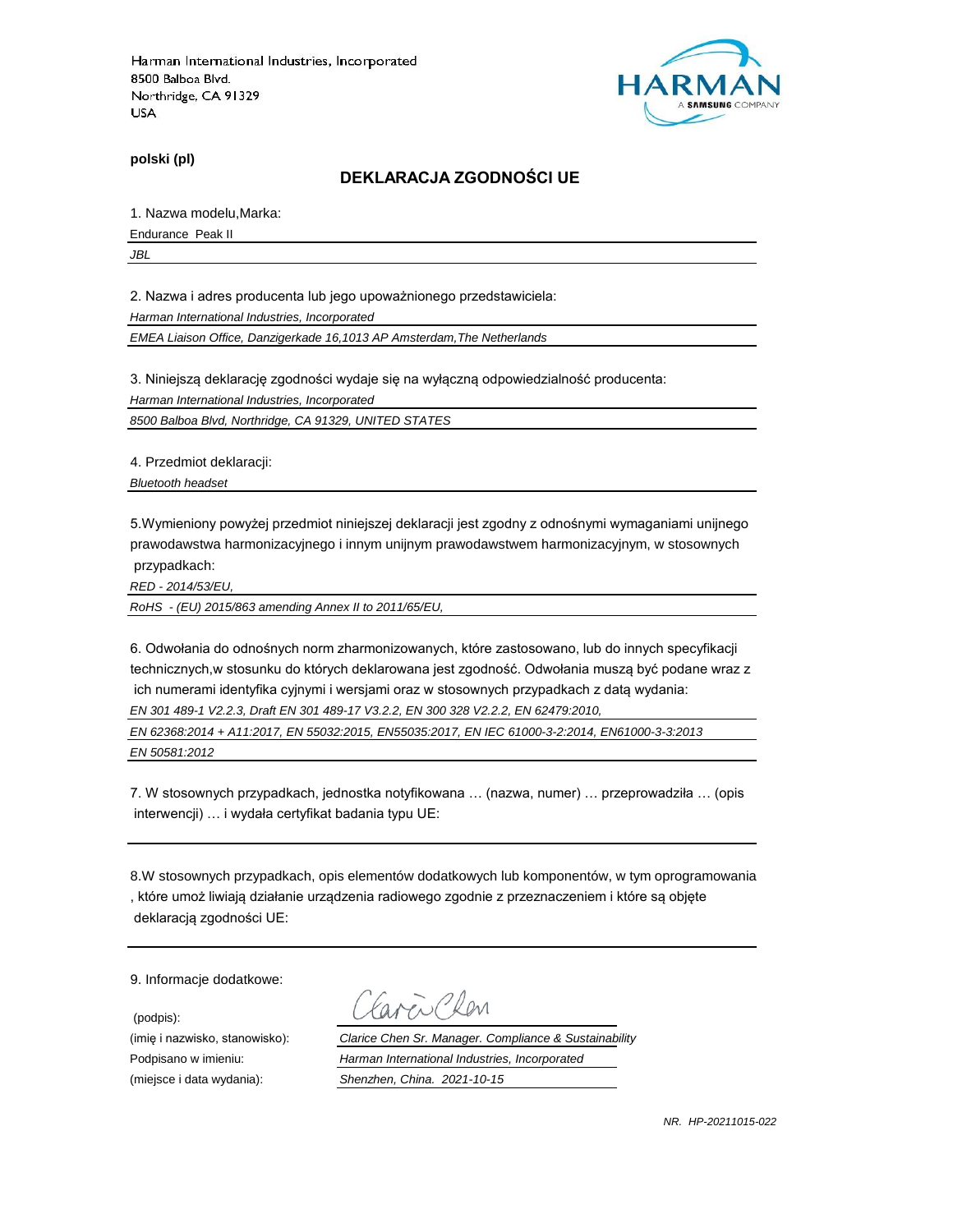Harman International Industries, Incorporated
8500 Balboa Blvd.
Northridge, CA 91329
USA

HARMAN
A SAMSUNG COMPANY

**polski (pl)**

## DEKLARACJA ZGODNOŚCI UE

1. Nazwa modelu,Marka:

Endurance Peak II

*JBL*

2. Nazwa i adres producenta lub jego upoważnionego przedstawiciela:

*Harman International Industries, Incorporated*

*EMEA Liaison Office, Danzigerkade 16,1013 AP Amsterdam,The Netherlands*

3. Niniejszą deklarację zgodności wydaje się na wyłączną odpowiedzialność producenta:

*Harman International Industries, Incorporated*

*8500 Balboa Blvd, Northridge, CA 91329, UNITED STATES*

4. Przedmiot deklaracji:

*Bluetooth headset*

5.Wymieniony powyżej przedmiot niniejszej deklaracji jest zgodny z odnośnymi wymaganiami unijnego prawodawstwa harmonizacyjnego i innym unijnym prawodawstwem harmonizacyjnym, w stosownych przypadkach:

*RED - 2014/53/EU,*

*RoHS - (EU) 2015/863 amending Annex II to 2011/65/EU,*

6. Odwołania do odnośnych norm zharmonizowanych, które zastosowano, lub do innych specyfikacji technicznych,w stosunku do których deklarowana jest zgodność. Odwołania muszą być podane wraz z ich numerami identyfika cyjnymi i wersjami oraz w stosownych przypadkach z datą wydania:

*EN 301 489-1 V2.2.3, Draft EN 301 489-17 V3.2.2, EN 300 328 V2.2.2, EN 62479:2010,*

*EN 62368:2014 + A11:2017, EN 55032:2015, EN55035:2017, EN IEC 61000-3-2:2014, EN61000-3-3:2013*

*EN 50581:2012*

7. W stosownych przypadkach, jednostka notyfikowana … (nazwa, numer) … przeprowadziła … (opis interwencji) … i wydała certyfikat badania typu UE:

8.W stosownych przypadkach, opis elementów dodatkowych lub komponentów, w tym oprogramowania , które umoż liwiają działanie urządzenia radiowego zgodnie z przeznaczeniem i które są objęte deklaracją zgodności UE:

9. Informacje dodatkowe:

(podpis): Clarice Chen

(imię i nazwisko, stanowisko): *Clarice Chen Sr. Manager. Compliance & Sustainability*

Podpisano w imieniu: *Harman International Industries, Incorporated*

(miejsce i data wydania): *Shenzhen, China. 2021-10-15*

*NR. HP-20211015-022*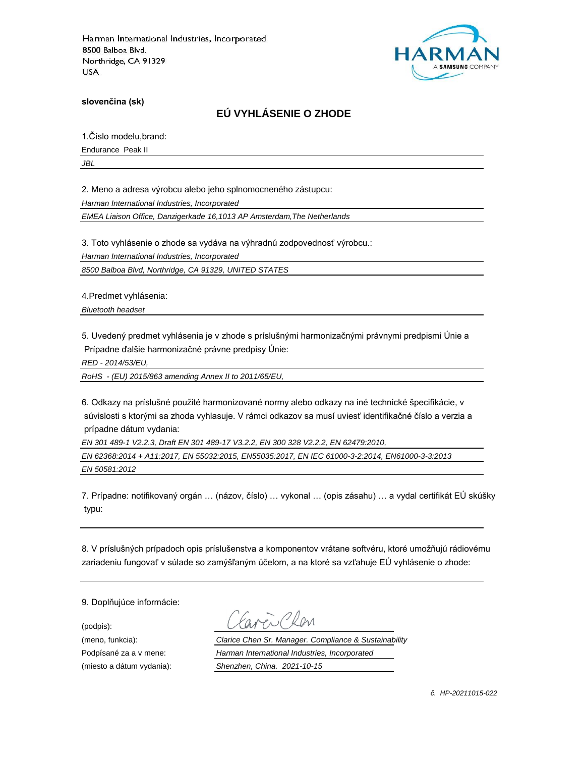Harman International Industries, Incorporated
8500 Balboa Blvd.
Northridge, CA 91329
USA

HARMAN
A SAMSUNG COMPANY

**slovenčina (sk)**

## EÚ VYHLÁSENIE O ZHODE

1.Číslo modelu,brand:

Endurance Peak II

*JBL*

2. Meno a adresa výrobcu alebo jeho splnomocneného zástupcu:

*Harman International Industries, Incorporated*

*EMEA Liaison Office, Danzigerkade 16,1013 AP Amsterdam,The Netherlands*

3. Toto vyhlásenie o zhode sa vydáva na výhradnú zodpovednosť výrobcu.:

*Harman International Industries, Incorporated*

*8500 Balboa Blvd, Northridge, CA 91329, UNITED STATES*

4.Predmet vyhlásenia:

*Bluetooth headset*

5. Uvedený predmet vyhlásenia je v zhode s príslušnými harmonizačnými právnymi predpismi Únie a Prípadne ďalšie harmonizačné právne predpisy Únie:

*RED - 2014/53/EU,*

*RoHS - (EU) 2015/863 amending Annex II to 2011/65/EU,*

6. Odkazy na príslušné použité harmonizované normy alebo odkazy na iné technické špecifikácie, v súvislosti s ktorými sa zhoda vyhlasuje. V rámci odkazov sa musí uviesť identifikačné číslo a verzia a prípadne dátum vydania:

*EN 301 489-1 V2.2.3, Draft EN 301 489-17 V3.2.2, EN 300 328 V2.2.2, EN 62479:2010,*

*EN 62368:2014 + A11:2017, EN 55032:2015, EN55035:2017, EN IEC 61000-3-2:2014, EN61000-3-3:2013*

*EN 50581:2012*

7. Prípadne: notifikovaný orgán … (názov, číslo) … vykonal … (opis zásahu) … a vydal certifikát EÚ skúšky typu:

8. V príslušných prípadoch opis príslušenstva a komponentov vrátane softvéru, ktoré umožňujú rádiovému zariadeniu fungovať v súlade so zamýšľaným účelom, a na ktoré sa vzťahuje EÚ vyhlásenie o zhode:

9. Doplňujúce informácie:

(podpis):

(meno, funkcia): *Clarice Chen Sr. Manager. Compliance & Sustainability*

Podpísané za a v mene: *Harman International Industries, Incorporated*

(miesto a dátum vydania): *Shenzhen, China. 2021-10-15*

*č. HP-20211015-022*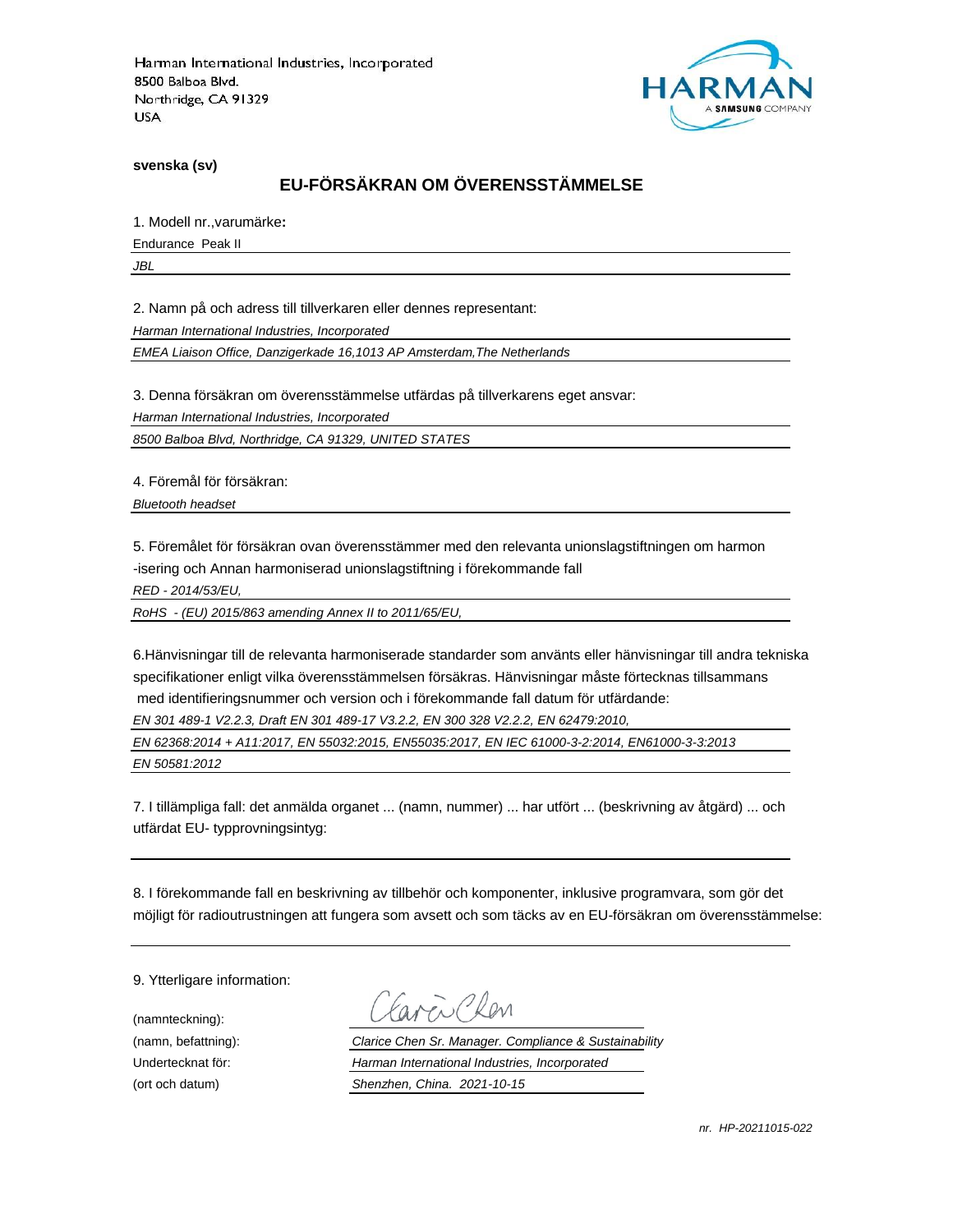Harman International Industries, Incorporated
8500 Balboa Blvd.
Northridge, CA 91329
USA

**svenska (sv)**

## EU-FÖRSÄKRAN OM ÖVERENSSTÄMMELSE

1. Modell nr.,varumärke**:**

Endurance Peak II

*JBL*

2. Namn på och adress till tillverkaren eller dennes representant:

*Harman International Industries, Incorporated*

*EMEA Liaison Office, Danzigerkade 16,1013 AP Amsterdam,The Netherlands*

3. Denna försäkran om överensstämmelse utfärdas på tillverkarens eget ansvar:

*Harman International Industries, Incorporated*

*8500 Balboa Blvd, Northridge, CA 91329, UNITED STATES*

4. Föremål för försäkran:

*Bluetooth headset*

5. Föremålet för försäkran ovan överensstämmer med den relevanta unionslagstiftningen om harmon -isering och Annan harmoniserad unionslagstiftning i förekommande fall

*RED - 2014/53/EU,*

*RoHS - (EU) 2015/863 amending Annex II to 2011/65/EU,*

6.Hänvisningar till de relevanta harmoniserade standarder som använts eller hänvisningar till andra tekniska specifikationer enligt vilka överensstämmelsen försäkras. Hänvisningar måste förtecknas tillsammans med identifieringsnummer och version och i förekommande fall datum för utfärdande:

*EN 301 489-1 V2.2.3, Draft EN 301 489-17 V3.2.2, EN 300 328 V2.2.2, EN 62479:2010,*

*EN 62368:2014 + A11:2017, EN 55032:2015, EN55035:2017, EN IEC 61000-3-2:2014, EN61000-3-3:2013*

*EN 50581:2012*

7. I tillämpliga fall: det anmälda organet ... (namn, nummer) ... har utfört ... (beskrivning av åtgärd) ... och utfärdat EU- typprovningsintyg:

8. I förekommande fall en beskrivning av tillbehör och komponenter, inklusive programvara, som gör det möjligt för radioutrustningen att fungera som avsett och som täcks av en EU-försäkran om överensstämmelse:

9. Ytterligare information:

(namnteckning): Clarice Chen

(namn, befattning): *Clarice Chen Sr. Manager. Compliance & Sustainability*

Undertecknat för: *Harman International Industries, Incorporated*

(ort och datum) *Shenzhen, China. 2021-10-15*

*nr. HP-20211015-022*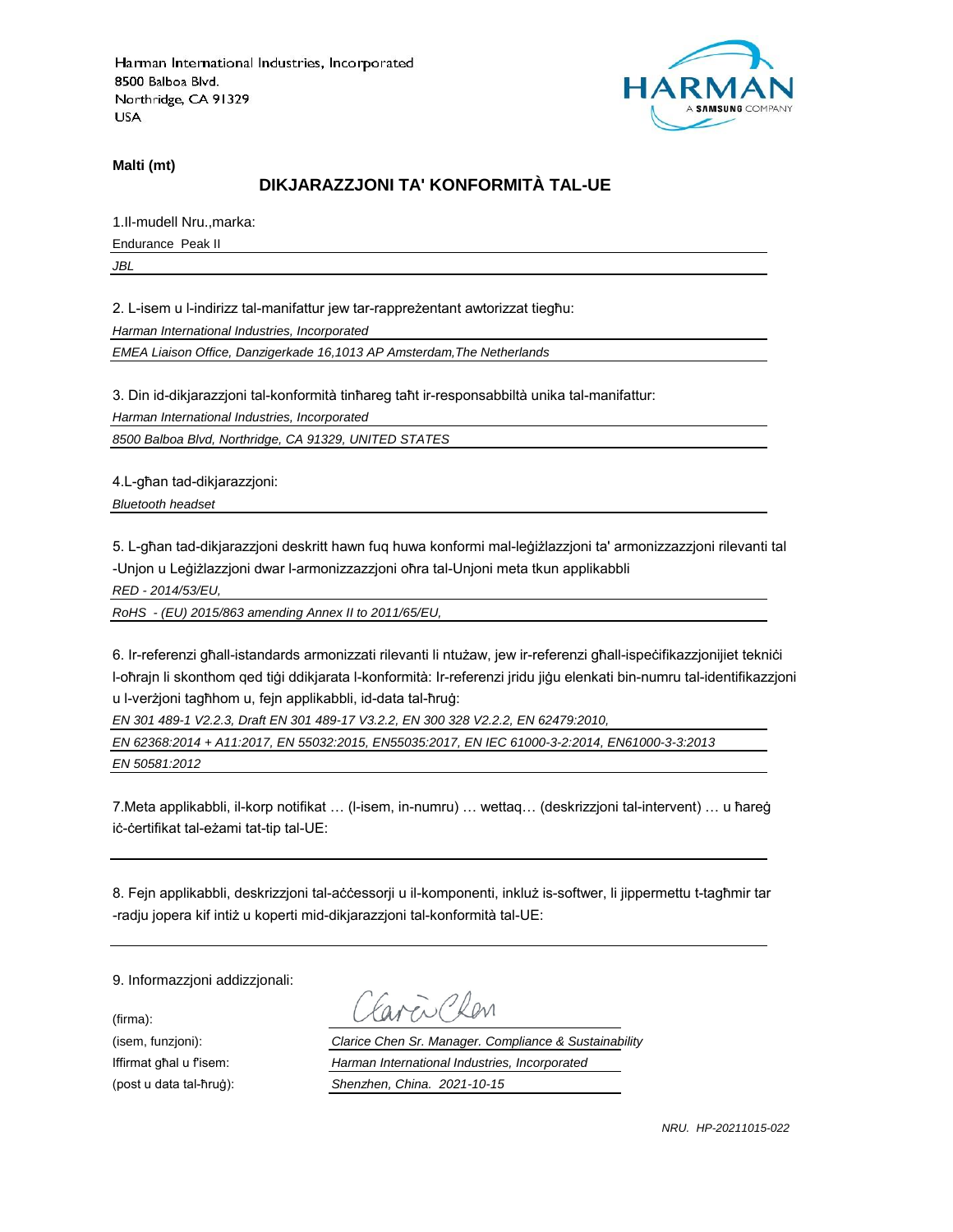Harman International Industries, Incorporated
8500 Balboa Blvd.
Northridge, CA 91329
USA

**Malti (mt)**

## DIKJARAZZJONI TA' KONFORMITÀ TAL-UE

1.Il-mudell Nru.,marka:

Endurance Peak II

*JBL*

2. L-isem u l-indirizz tal-manifattur jew tar-rappreżentant awtorizzat tiegħu:

*Harman International Industries, Incorporated*

*EMEA Liaison Office, Danzigerkade 16,1013 AP Amsterdam,The Netherlands*

3. Din id-dikjarazzjoni tal-konformità tinħareg taħt ir-responsabbiltà unika tal-manifattur:

*Harman International Industries, Incorporated*

*8500 Balboa Blvd, Northridge, CA 91329, UNITED STATES*

4.L-għan tad-dikjarazzjoni:

*Bluetooth headset*

5. L-għan tad-dikjarazzjoni deskritt hawn fuq huwa konformi mal-leġiżlazzjoni ta' armonizzazzjoni rilevanti tal -Unjon u Leġiżlazzjoni dwar l-armonizzazzjoni oħra tal-Unjoni meta tkun applikabbli

*RED - 2014/53/EU,*

*RoHS - (EU) 2015/863 amending Annex II to 2011/65/EU,*

6. Ir-referenzi għall-istandards armonizzati rilevanti li ntużaw, jew ir-referenzi għall-ispeċifikazzjonijiet tekniċi l-oħrajn li skonthom qed tiġi ddikjarata l-konformità: Ir-referenzi jridu jiġu elenkati bin-numru tal-identifikazzjoni u l-verżjoni tagħhom u, fejn applikabbli, id-data tal-ħruġ:

*EN 301 489-1 V2.2.3, Draft EN 301 489-17 V3.2.2, EN 300 328 V2.2.2, EN 62479:2010,*

*EN 62368:2014 + A11:2017, EN 55032:2015, EN55035:2017, EN IEC 61000-3-2:2014, EN61000-3-3:2013*

*EN 50581:2012*

7.Meta applikabbli, il-korp notifikat … (l-isem, in-numru) … wettaq… (deskrizzjoni tal-intervent) … u ħareġ iċ-ċertifikat tal-eżami tat-tip tal-UE:

8. Fejn applikabbli, deskrizzjoni tal-aċċessorji u il-komponenti, inkluż is-softwer, li jippermettu t-tagħmir tar -radju jopera kif intiż u koperti mid-dikjarazzjoni tal-konformità tal-UE:

9. Informazzjoni addizzjonali:

(firma): Clarice Chen

(isem, funzjoni): *Clarice Chen Sr. Manager. Compliance & Sustainability*

Iffirmat għal u f'isem: *Harman International Industries, Incorporated*

(post u data tal-ħruġ): *Shenzhen, China. 2021-10-15*

*NRU. HP-20211015-022*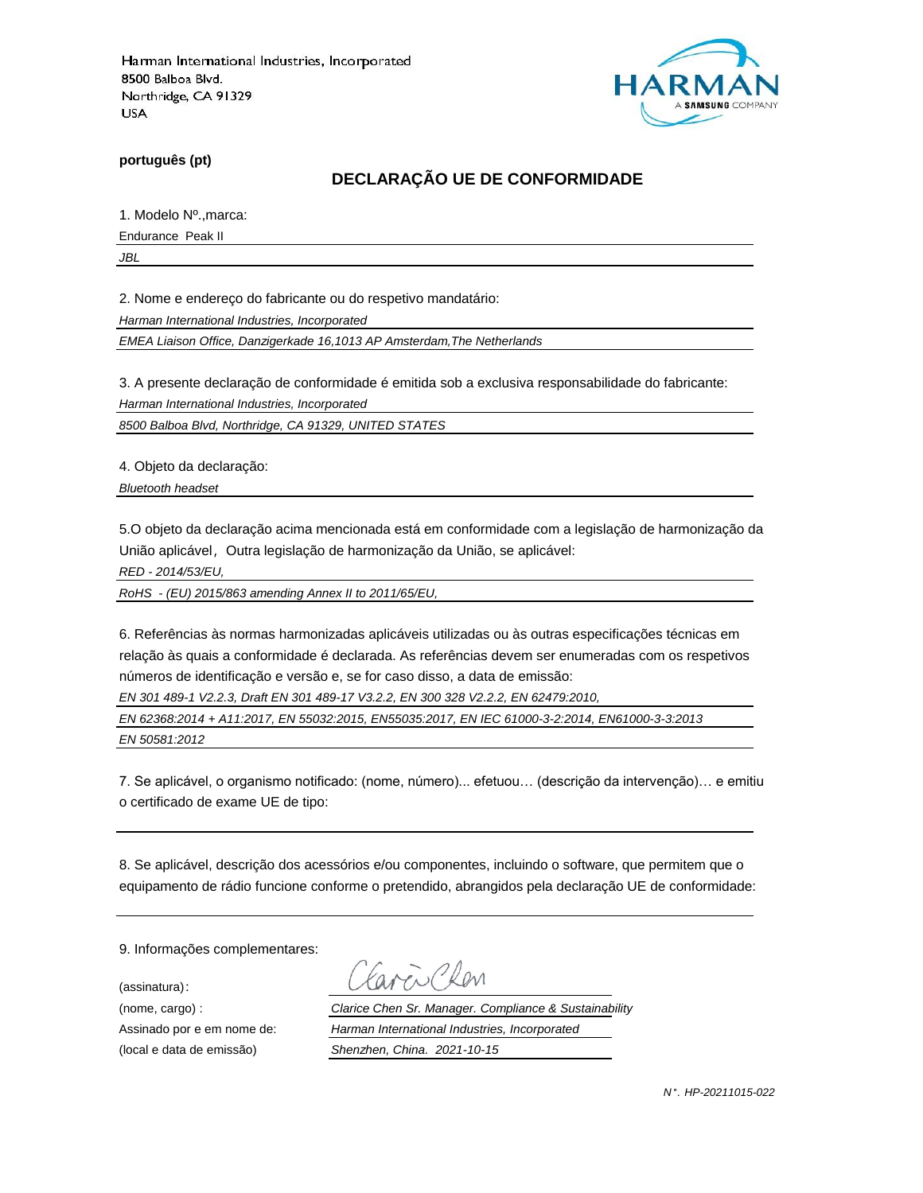Harman International Industries, Incorporated
8500 Balboa Blvd.
Northridge, CA 91329
USA

HARMAN
A SAMSUNG COMPANY

**português (pt)**

## DECLARAÇÃO UE DE CONFORMIDADE

1. Modelo Nº.,marca:

Endurance Peak II

*JBL*

2. Nome e endereço do fabricante ou do respetivo mandatário:

*Harman International Industries, Incorporated*

*EMEA Liaison Office, Danzigerkade 16,1013 AP Amsterdam,The Netherlands*

3. A presente declaração de conformidade é emitida sob a exclusiva responsabilidade do fabricante:

*Harman International Industries, Incorporated*

*8500 Balboa Blvd, Northridge, CA 91329, UNITED STATES*

4. Objeto da declaração:

*Bluetooth headset*

5.O objeto da declaração acima mencionada está em conformidade com a legislação de harmonização da União aplicável，Outra legislação de harmonização da União, se aplicável:

*RED - 2014/53/EU,*

*RoHS - (EU) 2015/863 amending Annex II to 2011/65/EU,*

6. Referências às normas harmonizadas aplicáveis utilizadas ou às outras especificações técnicas em relação às quais a conformidade é declarada. As referências devem ser enumeradas com os respetivos números de identificação e versão e, se for caso disso, a data de emissão:

*EN 301 489-1 V2.2.3, Draft EN 301 489-17 V3.2.2, EN 300 328 V2.2.2, EN 62479:2010,*

*EN 62368:2014 + A11:2017, EN 55032:2015, EN55035:2017, EN IEC 61000-3-2:2014, EN61000-3-3:2013*

*EN 50581:2012*

7. Se aplicável, o organismo notificado: (nome, número)... efetuou… (descrição da intervenção)… e emitiu o certificado de exame UE de tipo:

8. Se aplicável, descrição dos acessórios e/ou componentes, incluindo o software, que permitem que o equipamento de rádio funcione conforme o pretendido, abrangidos pela declaração UE de conformidade:

9. Informações complementares:

(assinatura): Clarice Chen

(nome, cargo) : *Clarice Chen Sr. Manager. Compliance & Sustainability*

Assinado por e em nome de: *Harman International Industries, Incorporated*

(local e data de emissão) *Shenzhen, China. 2021-10-15*

*N°. HP-20211015-022*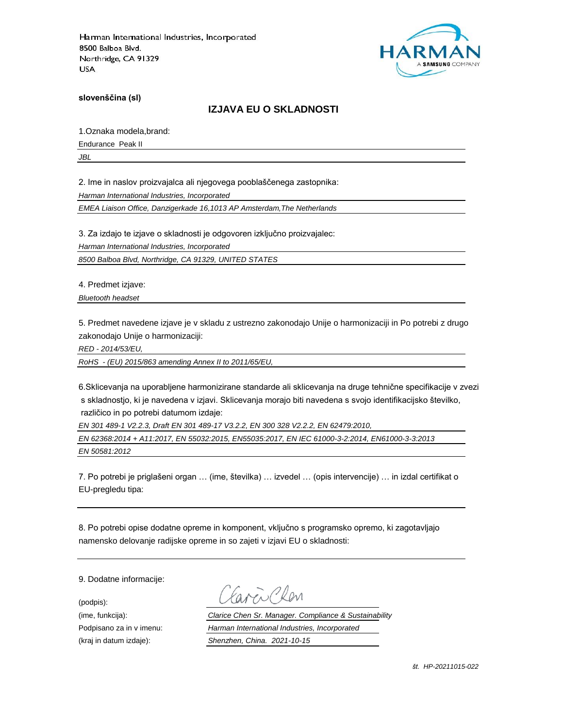Harman International Industries, Incorporated
8500 Balboa Blvd.
Northridge, CA 91329
USA

HARMAN
A SAMSUNG COMPANY

**slovenščina (sl)**

## IZJAVA EU O SKLADNOSTI

1.Oznaka modela,brand:

Endurance Peak II

*JBL*

2. Ime in naslov proizvajalca ali njegovega pooblaščenega zastopnika:

*Harman International Industries, Incorporated*

*EMEA Liaison Office, Danzigerkade 16,1013 AP Amsterdam,The Netherlands*

3. Za izdajo te izjave o skladnosti je odgovoren izključno proizvajalec:

*Harman International Industries, Incorporated*

*8500 Balboa Blvd, Northridge, CA 91329, UNITED STATES*

4. Predmet izjave:

*Bluetooth headset*

5. Predmet navedene izjave je v skladu z ustrezno zakonodajo Unije o harmonizaciji in Po potrebi z drugo zakonodajo Unije o harmonizaciji:

*RED - 2014/53/EU,*

*RoHS - (EU) 2015/863 amending Annex II to 2011/65/EU,*

6.Sklicevanja na uporabljene harmonizirane standarde ali sklicevanja na druge tehnične specifikacije v zvezi s skladnostjo, ki je navedena v izjavi. Sklicevanja morajo biti navedena s svojo identifikacijsko številko, različico in po potrebi datumom izdaje:

*EN 301 489-1 V2.2.3, Draft EN 301 489-17 V3.2.2, EN 300 328 V2.2.2, EN 62479:2010,*

*EN 62368:2014 + A11:2017, EN 55032:2015, EN55035:2017, EN IEC 61000-3-2:2014, EN61000-3-3:2013*

*EN 50581:2012*

7. Po potrebi je priglašeni organ … (ime, številka) … izvedel … (opis intervencije) … in izdal certifikat o EU-pregledu tipa:

8. Po potrebi opise dodatne opreme in komponent, vključno s programsko opremo, ki zagotavljajo namensko delovanje radijske opreme in so zajeti v izjavi EU o skladnosti:

9. Dodatne informacije:

(podpis):

(ime, funkcija): *Clarice Chen Sr. Manager. Compliance & Sustainability*

Podpisano za in v imenu: *Harman International Industries, Incorporated*

(kraj in datum izdaje): *Shenzhen, China. 2021-10-15*

*št. HP-20211015-022*